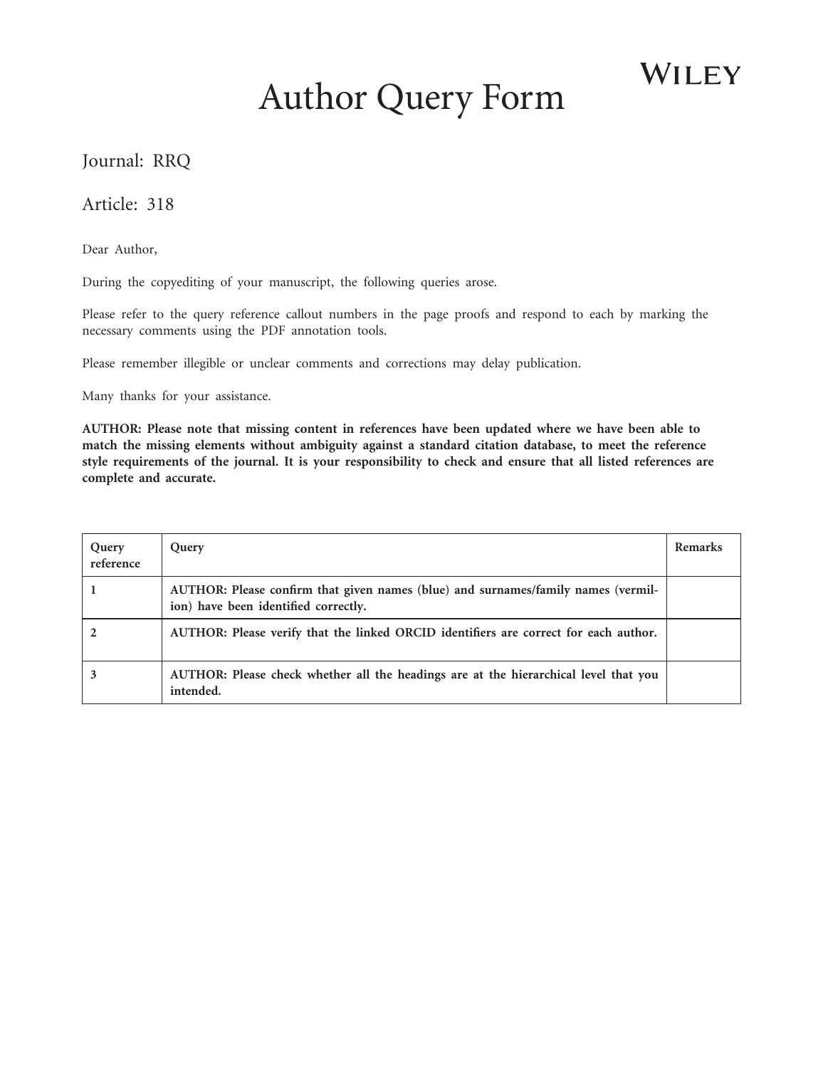# Author Query Form

WILEY

Journal: RRQ

Article: 318

Dear Author,

During the copyediting of your manuscript, the following queries arose.

Please refer to the query reference callout numbers in the page proofs and respond to each by marking the necessary comments using the PDF annotation tools.

Please remember illegible or unclear comments and corrections may delay publication.

Many thanks for your assistance.

**AUTHOR: Please note that missing content in references have been updated where we have been able to match the missing elements without ambiguity against a standard citation database, to meet the reference style requirements of the journal. It is your responsibility to check and ensure that all listed references are complete and accurate.**

| Query reference | Query | Remarks |
| --- | --- | --- |
| 1 | **AUTHOR: Please confirm that given names (blue) and surnames/family names (vermilion) have been identified correctly.** | |
| 2 | **AUTHOR: Please verify that the linked ORCID identifiers are correct for each author.** | |
| 3 | **AUTHOR: Please check whether all the headings are at the hierarchical level that you intended.** | |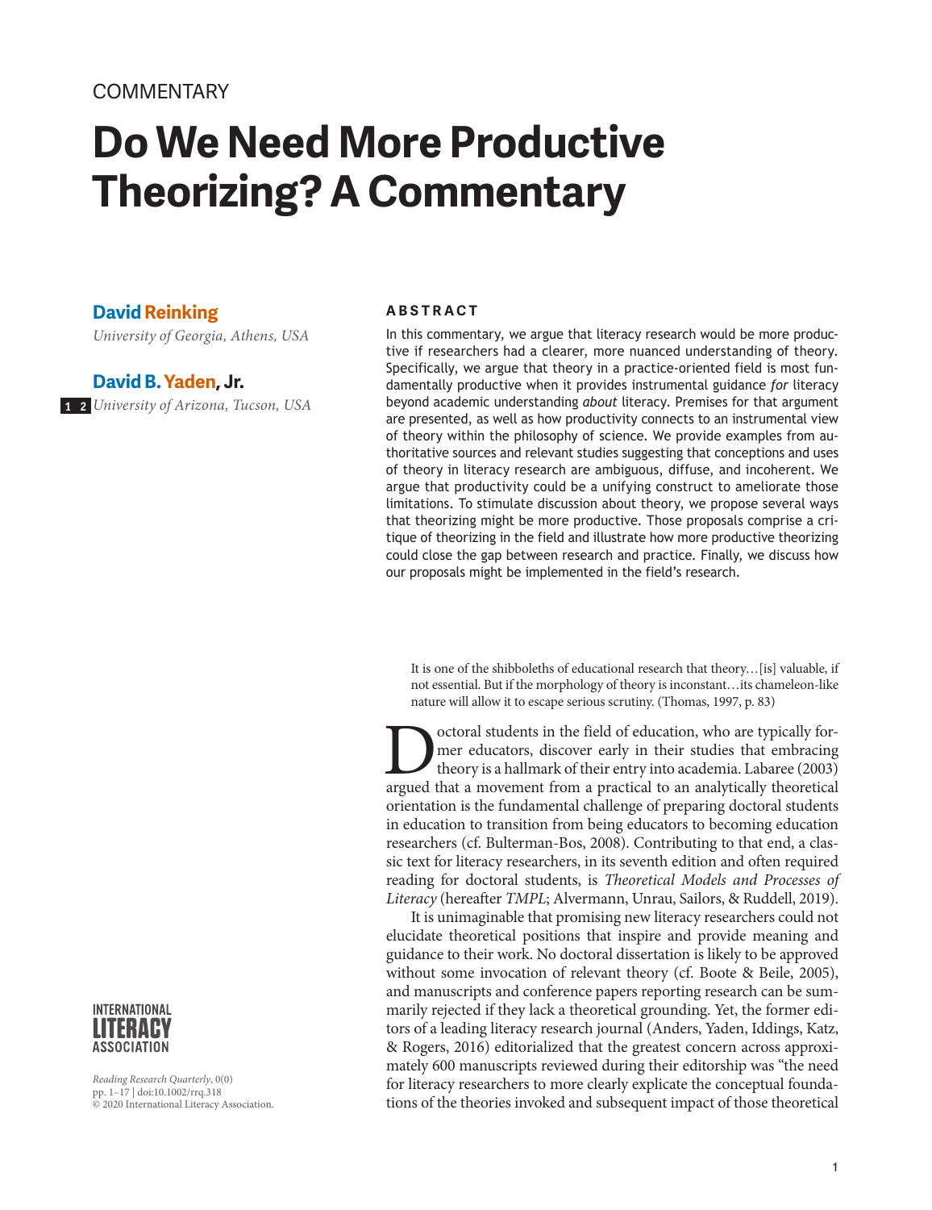COMMENTARY

# Do We Need More Productive Theorizing? A Commentary

**David Reinking**
*University of Georgia, Athens, USA*

**David B. Yaden, Jr.**
*University of Arizona, Tucson, USA*

### ABSTRACT

In this commentary, we argue that literacy research would be more productive if researchers had a clearer, more nuanced understanding of theory. Specifically, we argue that theory in a practice-oriented field is most fundamentally productive when it provides instrumental guidance *for* literacy beyond academic understanding *about* literacy. Premises for that argument are presented, as well as how productivity connects to an instrumental view of theory within the philosophy of science. We provide examples from authoritative sources and relevant studies suggesting that conceptions and uses of theory in literacy research are ambiguous, diffuse, and incoherent. We argue that productivity could be a unifying construct to ameliorate those limitations. To stimulate discussion about theory, we propose several ways that theorizing might be more productive. Those proposals comprise a critique of theorizing in the field and illustrate how more productive theorizing could close the gap between research and practice. Finally, we discuss how our proposals might be implemented in the field's research.

> It is one of the shibboleths of educational research that theory…[is] valuable, if not essential. But if the morphology of theory is inconstant…its chameleon-like nature will allow it to escape serious scrutiny. (Thomas, 1997, p. 83)

Doctoral students in the field of education, who are typically former educators, discover early in their studies that embracing theory is a hallmark of their entry into academia. Labaree (2003) argued that a movement from a practical to an analytically theoretical orientation is the fundamental challenge of preparing doctoral students in education to transition from being educators to becoming education researchers (cf. Bulterman-Bos, 2008). Contributing to that end, a classic text for literacy researchers, in its seventh edition and often required reading for doctoral students, is *Theoretical Models and Processes of Literacy* (hereafter *TMPL*; Alvermann, Unrau, Sailors, & Ruddell, 2019).

It is unimaginable that promising new literacy researchers could not elucidate theoretical positions that inspire and provide meaning and guidance to their work. No doctoral dissertation is likely to be approved without some invocation of relevant theory (cf. Boote & Beile, 2005), and manuscripts and conference papers reporting research can be summarily rejected if they lack a theoretical grounding. Yet, the former editors of a leading literacy research journal (Anders, Yaden, Iddings, Katz, & Rogers, 2016) editorialized that the greatest concern across approximately 600 manuscripts reviewed during their editorship was "the need for literacy researchers to more clearly explicate the conceptual foundations of the theories invoked and subsequent impact of those theoretical

INTERNATIONAL LITERACY ASSOCIATION

*Reading Research Quarterly*, 0(0)
pp. 1–17 | doi:10.1002/rrq.318
© 2020 International Literacy Association.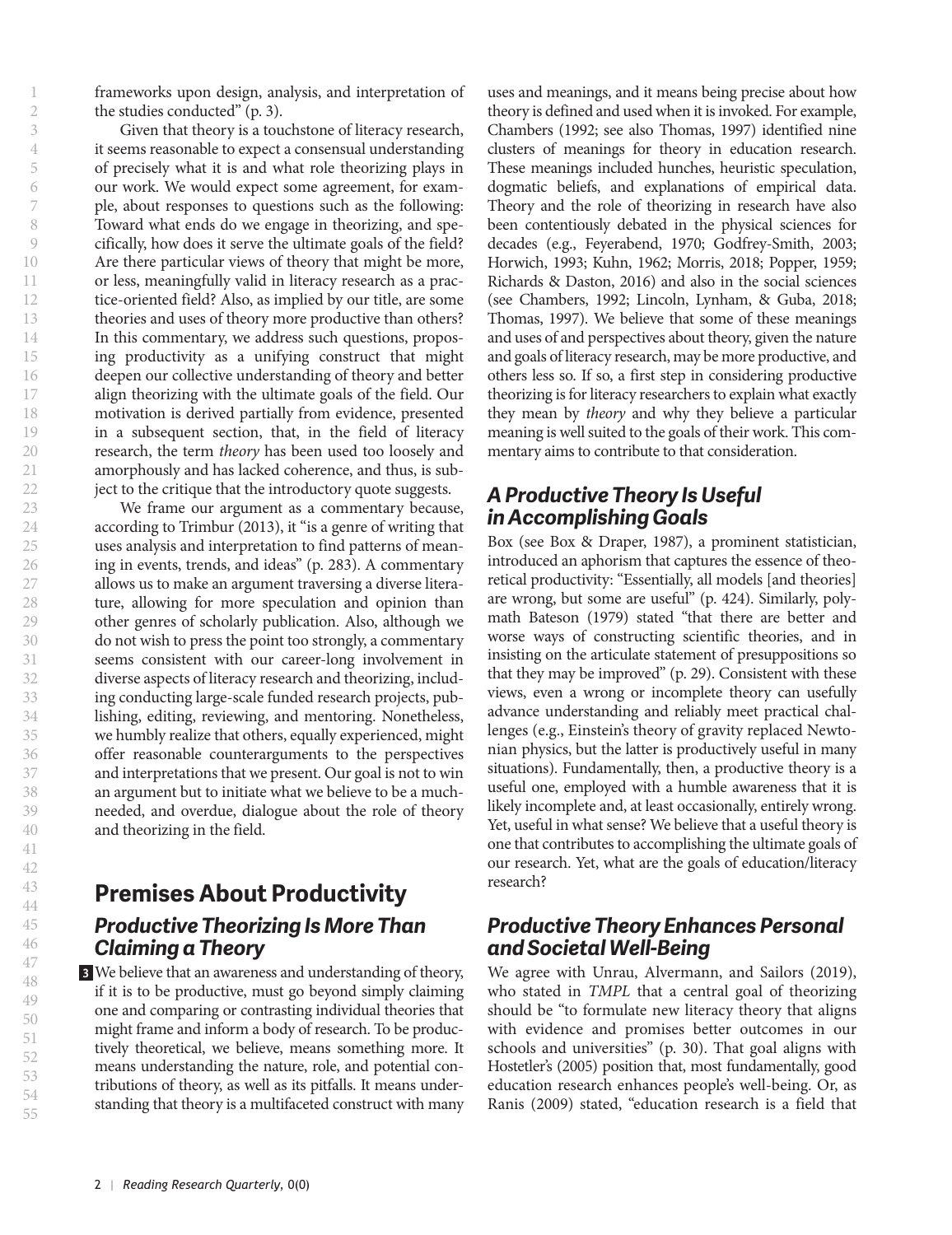frameworks upon design, analysis, and interpretation of the studies conducted" (p. 3).

Given that theory is a touchstone of literacy research, it seems reasonable to expect a consensual understanding of precisely what it is and what role theorizing plays in our work. We would expect some agreement, for example, about responses to questions such as the following: Toward what ends do we engage in theorizing, and specifically, how does it serve the ultimate goals of the field? Are there particular views of theory that might be more, or less, meaningfully valid in literacy research as a practice-oriented field? Also, as implied by our title, are some theories and uses of theory more productive than others? In this commentary, we address such questions, proposing productivity as a unifying construct that might deepen our collective understanding of theory and better align theorizing with the ultimate goals of the field. Our motivation is derived partially from evidence, presented in a subsequent section, that, in the field of literacy research, the term *theory* has been used too loosely and amorphously and has lacked coherence, and thus, is subject to the critique that the introductory quote suggests.

We frame our argument as a commentary because, according to Trimbur (2013), it "is a genre of writing that uses analysis and interpretation to find patterns of meaning in events, trends, and ideas" (p. 283). A commentary allows us to make an argument traversing a diverse literature, allowing for more speculation and opinion than other genres of scholarly publication. Also, although we do not wish to press the point too strongly, a commentary seems consistent with our career-long involvement in diverse aspects of literacy research and theorizing, including conducting large-scale funded research projects, publishing, editing, reviewing, and mentoring. Nonetheless, we humbly realize that others, equally experienced, might offer reasonable counterarguments to the perspectives and interpretations that we present. Our goal is not to win an argument but to initiate what we believe to be a much-needed, and overdue, dialogue about the role of theory and theorizing in the field.

# Premises About Productivity

## *Productive Theorizing Is More Than Claiming a Theory*

We believe that an awareness and understanding of theory, if it is to be productive, must go beyond simply claiming one and comparing or contrasting individual theories that might frame and inform a body of research. To be productively theoretical, we believe, means something more. It means understanding the nature, role, and potential contributions of theory, as well as its pitfalls. It means understanding that theory is a multifaceted construct with many uses and meanings, and it means being precise about how theory is defined and used when it is invoked. For example, Chambers (1992; see also Thomas, 1997) identified nine clusters of meanings for theory in education research. These meanings included hunches, heuristic speculation, dogmatic beliefs, and explanations of empirical data. Theory and the role of theorizing in research have also been contentiously debated in the physical sciences for decades (e.g., Feyerabend, 1970; Godfrey-Smith, 2003; Horwich, 1993; Kuhn, 1962; Morris, 2018; Popper, 1959; Richards & Daston, 2016) and also in the social sciences (see Chambers, 1992; Lincoln, Lynham, & Guba, 2018; Thomas, 1997). We believe that some of these meanings and uses of and perspectives about theory, given the nature and goals of literacy research, may be more productive, and others less so. If so, a first step in considering productive theorizing is for literacy researchers to explain what exactly they mean by *theory* and why they believe a particular meaning is well suited to the goals of their work. This commentary aims to contribute to that consideration.

## *A Productive Theory Is Useful in Accomplishing Goals*

Box (see Box & Draper, 1987), a prominent statistician, introduced an aphorism that captures the essence of theoretical productivity: "Essentially, all models [and theories] are wrong, but some are useful" (p. 424). Similarly, polymath Bateson (1979) stated "that there are better and worse ways of constructing scientific theories, and in insisting on the articulate statement of presuppositions so that they may be improved" (p. 29). Consistent with these views, even a wrong or incomplete theory can usefully advance understanding and reliably meet practical challenges (e.g., Einstein's theory of gravity replaced Newtonian physics, but the latter is productively useful in many situations). Fundamentally, then, a productive theory is a useful one, employed with a humble awareness that it is likely incomplete and, at least occasionally, entirely wrong. Yet, useful in what sense? We believe that a useful theory is one that contributes to accomplishing the ultimate goals of our research. Yet, what are the goals of education/literacy research?

## *Productive Theory Enhances Personal and Societal Well-Being*

We agree with Unrau, Alvermann, and Sailors (2019), who stated in *TMPL* that a central goal of theorizing should be "to formulate new literacy theory that aligns with evidence and promises better outcomes in our schools and universities" (p. 30). That goal aligns with Hostetler's (2005) position that, most fundamentally, good education research enhances people's well-being. Or, as Ranis (2009) stated, "education research is a field that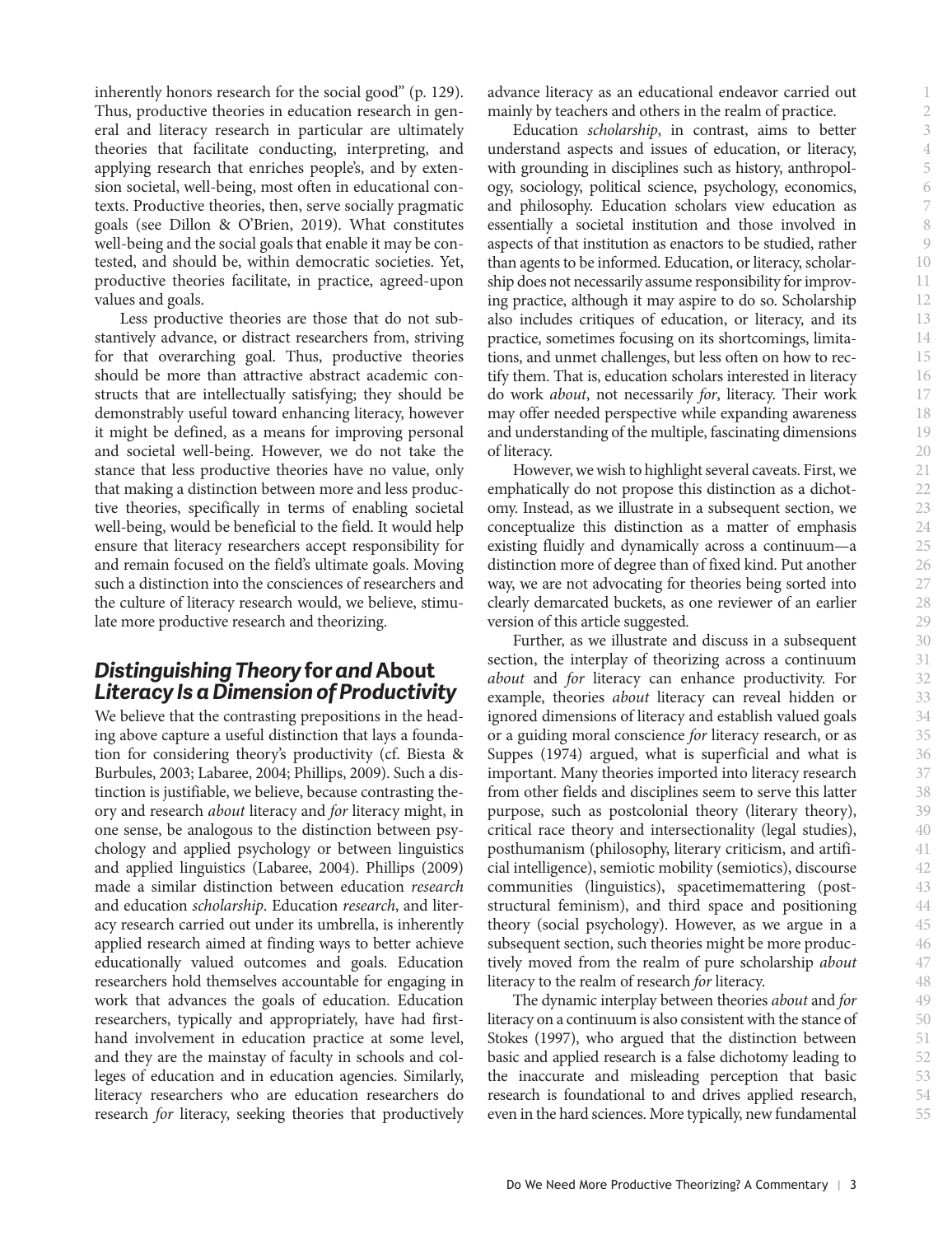inherently honors research for the social good" (p. 129). Thus, productive theories in education research in general and literacy research in particular are ultimately theories that facilitate conducting, interpreting, and applying research that enriches people's, and by extension societal, well-being, most often in educational contexts. Productive theories, then, serve socially pragmatic goals (see Dillon & O'Brien, 2019). What constitutes well-being and the social goals that enable it may be contested, and should be, within democratic societies. Yet, productive theories facilitate, in practice, agreed-upon values and goals.

Less productive theories are those that do not substantively advance, or distract researchers from, striving for that overarching goal. Thus, productive theories should be more than attractive abstract academic constructs that are intellectually satisfying; they should be demonstrably useful toward enhancing literacy, however it might be defined, as a means for improving personal and societal well-being. However, we do not take the stance that less productive theories have no value, only that making a distinction between more and less productive theories, specifically in terms of enabling societal well-being, would be beneficial to the field. It would help ensure that literacy researchers accept responsibility for and remain focused on the field's ultimate goals. Moving such a distinction into the consciences of researchers and the culture of literacy research would, we believe, stimulate more productive research and theorizing.

## *Distinguishing Theory* **for** *and* **About** *Literacy Is a Dimension of Productivity*

We believe that the contrasting prepositions in the heading above capture a useful distinction that lays a foundation for considering theory's productivity (cf. Biesta & Burbules, 2003; Labaree, 2004; Phillips, 2009). Such a distinction is justifiable, we believe, because contrasting theory and research *about* literacy and *for* literacy might, in one sense, be analogous to the distinction between psychology and applied psychology or between linguistics and applied linguistics (Labaree, 2004). Phillips (2009) made a similar distinction between education *research* and education *scholarship*. Education *research*, and literacy research carried out under its umbrella, is inherently applied research aimed at finding ways to better achieve educationally valued outcomes and goals. Education researchers hold themselves accountable for engaging in work that advances the goals of education. Education researchers, typically and appropriately, have had firsthand involvement in education practice at some level, and they are the mainstay of faculty in schools and colleges of education and in education agencies. Similarly, literacy researchers who are education researchers do research *for* literacy, seeking theories that productively advance literacy as an educational endeavor carried out mainly by teachers and others in the realm of practice.

Education *scholarship*, in contrast, aims to better understand aspects and issues of education, or literacy, with grounding in disciplines such as history, anthropology, sociology, political science, psychology, economics, and philosophy. Education scholars view education as essentially a societal institution and those involved in aspects of that institution as enactors to be studied, rather than agents to be informed. Education, or literacy, scholarship does not necessarily assume responsibility for improving practice, although it may aspire to do so. Scholarship also includes critiques of education, or literacy, and its practice, sometimes focusing on its shortcomings, limitations, and unmet challenges, but less often on how to rectify them. That is, education scholars interested in literacy do work *about*, not necessarily *for*, literacy. Their work may offer needed perspective while expanding awareness and understanding of the multiple, fascinating dimensions of literacy.

However, we wish to highlight several caveats. First, we emphatically do not propose this distinction as a dichotomy. Instead, as we illustrate in a subsequent section, we conceptualize this distinction as a matter of emphasis existing fluidly and dynamically across a continuum—a distinction more of degree than of fixed kind. Put another way, we are not advocating for theories being sorted into clearly demarcated buckets, as one reviewer of an earlier version of this article suggested.

Further, as we illustrate and discuss in a subsequent section, the interplay of theorizing across a continuum *about* and *for* literacy can enhance productivity. For example, theories *about* literacy can reveal hidden or ignored dimensions of literacy and establish valued goals or a guiding moral conscience *for* literacy research, or as Suppes (1974) argued, what is superficial and what is important. Many theories imported into literacy research from other fields and disciplines seem to serve this latter purpose, such as postcolonial theory (literary theory), critical race theory and intersectionality (legal studies), posthumanism (philosophy, literary criticism, and artificial intelligence), semiotic mobility (semiotics), discourse communities (linguistics), spacetimemattering (poststructural feminism), and third space and positioning theory (social psychology). However, as we argue in a subsequent section, such theories might be more productively moved from the realm of pure scholarship *about* literacy to the realm of research *for* literacy.

The dynamic interplay between theories *about* and *for* literacy on a continuum is also consistent with the stance of Stokes (1997), who argued that the distinction between basic and applied research is a false dichotomy leading to the inaccurate and misleading perception that basic research is foundational to and drives applied research, even in the hard sciences. More typically, new fundamental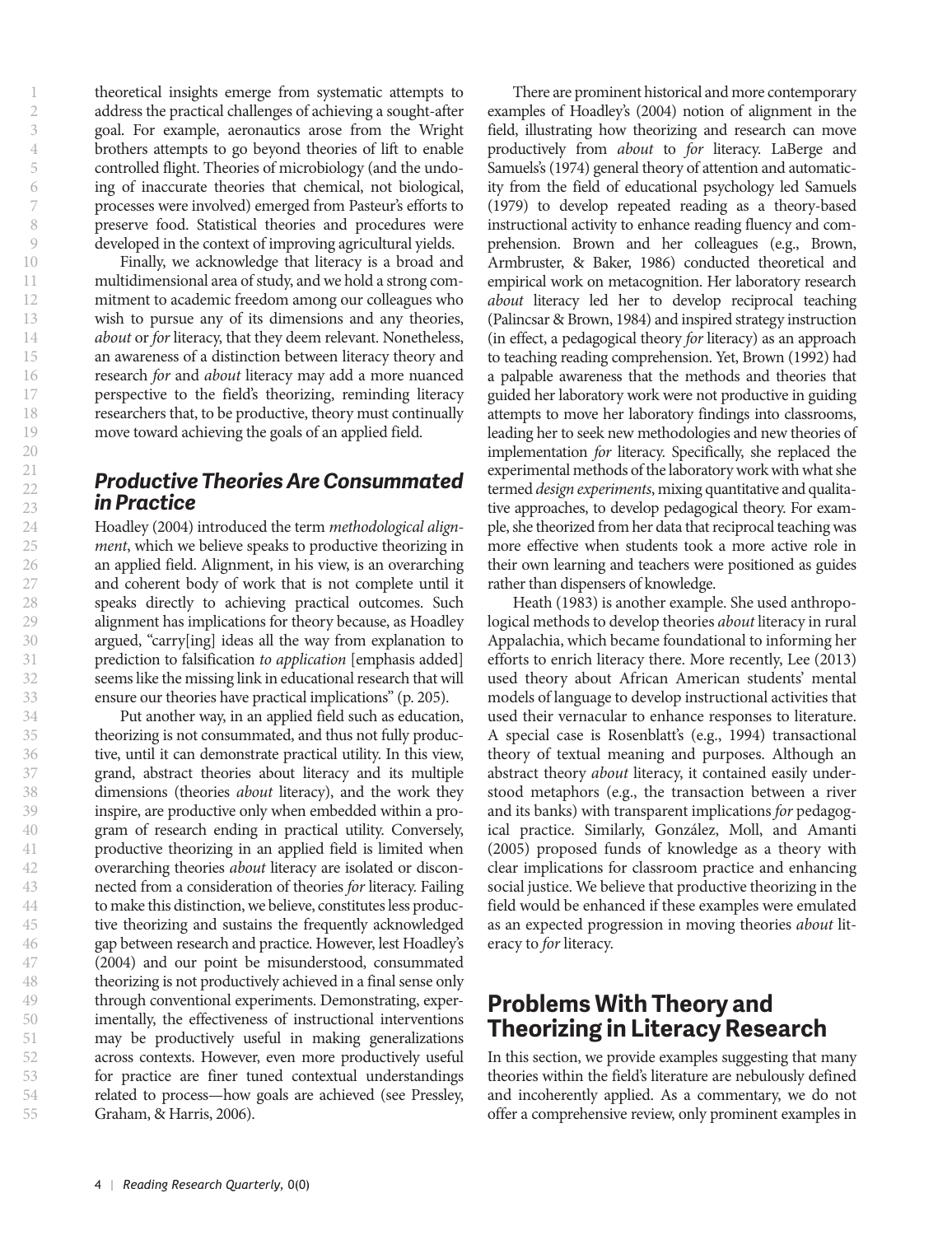theoretical insights emerge from systematic attempts to address the practical challenges of achieving a sought-after goal. For example, aeronautics arose from the Wright brothers attempts to go beyond theories of lift to enable controlled flight. Theories of microbiology (and the undoing of inaccurate theories that chemical, not biological, processes were involved) emerged from Pasteur's efforts to preserve food. Statistical theories and procedures were developed in the context of improving agricultural yields.

Finally, we acknowledge that literacy is a broad and multidimensional area of study, and we hold a strong commitment to academic freedom among our colleagues who wish to pursue any of its dimensions and any theories, *about* or *for* literacy, that they deem relevant. Nonetheless, an awareness of a distinction between literacy theory and research *for* and *about* literacy may add a more nuanced perspective to the field's theorizing, reminding literacy researchers that, to be productive, theory must continually move toward achieving the goals of an applied field.

## Productive Theories Are Consummated in Practice

Hoadley (2004) introduced the term *methodological alignment*, which we believe speaks to productive theorizing in an applied field. Alignment, in his view, is an overarching and coherent body of work that is not complete until it speaks directly to achieving practical outcomes. Such alignment has implications for theory because, as Hoadley argued, "carry[ing] ideas all the way from explanation to prediction to falsification *to application* [emphasis added] seems like the missing link in educational research that will ensure our theories have practical implications" (p. 205).

Put another way, in an applied field such as education, theorizing is not consummated, and thus not fully productive, until it can demonstrate practical utility. In this view, grand, abstract theories about literacy and its multiple dimensions (theories *about* literacy), and the work they inspire, are productive only when embedded within a program of research ending in practical utility. Conversely, productive theorizing in an applied field is limited when overarching theories *about* literacy are isolated or disconnected from a consideration of theories *for* literacy. Failing to make this distinction, we believe, constitutes less productive theorizing and sustains the frequently acknowledged gap between research and practice. However, lest Hoadley's (2004) and our point be misunderstood, consummated theorizing is not productively achieved in a final sense only through conventional experiments. Demonstrating, experimentally, the effectiveness of instructional interventions may be productively useful in making generalizations across contexts. However, even more productively useful for practice are finer tuned contextual understandings related to process—how goals are achieved (see Pressley, Graham, & Harris, 2006).

There are prominent historical and more contemporary examples of Hoadley's (2004) notion of alignment in the field, illustrating how theorizing and research can move productively from *about* to *for* literacy. LaBerge and Samuels's (1974) general theory of attention and automaticity from the field of educational psychology led Samuels (1979) to develop repeated reading as a theory-based instructional activity to enhance reading fluency and comprehension. Brown and her colleagues (e.g., Brown, Armbruster, & Baker, 1986) conducted theoretical and empirical work on metacognition. Her laboratory research *about* literacy led her to develop reciprocal teaching (Palincsar & Brown, 1984) and inspired strategy instruction (in effect, a pedagogical theory *for* literacy) as an approach to teaching reading comprehension. Yet, Brown (1992) had a palpable awareness that the methods and theories that guided her laboratory work were not productive in guiding attempts to move her laboratory findings into classrooms, leading her to seek new methodologies and new theories of implementation *for* literacy. Specifically, she replaced the experimental methods of the laboratory work with what she termed *design experiments*, mixing quantitative and qualitative approaches, to develop pedagogical theory. For example, she theorized from her data that reciprocal teaching was more effective when students took a more active role in their own learning and teachers were positioned as guides rather than dispensers of knowledge.

Heath (1983) is another example. She used anthropological methods to develop theories *about* literacy in rural Appalachia, which became foundational to informing her efforts to enrich literacy there. More recently, Lee (2013) used theory about African American students' mental models of language to develop instructional activities that used their vernacular to enhance responses to literature. A special case is Rosenblatt's (e.g., 1994) transactional theory of textual meaning and purposes. Although an abstract theory *about* literacy, it contained easily understood metaphors (e.g., the transaction between a river and its banks) with transparent implications *for* pedagogical practice. Similarly, González, Moll, and Amanti (2005) proposed funds of knowledge as a theory with clear implications for classroom practice and enhancing social justice. We believe that productive theorizing in the field would be enhanced if these examples were emulated as an expected progression in moving theories *about* literacy to *for* literacy.

## Problems With Theory and Theorizing in Literacy Research

In this section, we provide examples suggesting that many theories within the field's literature are nebulously defined and incoherently applied. As a commentary, we do not offer a comprehensive review, only prominent examples in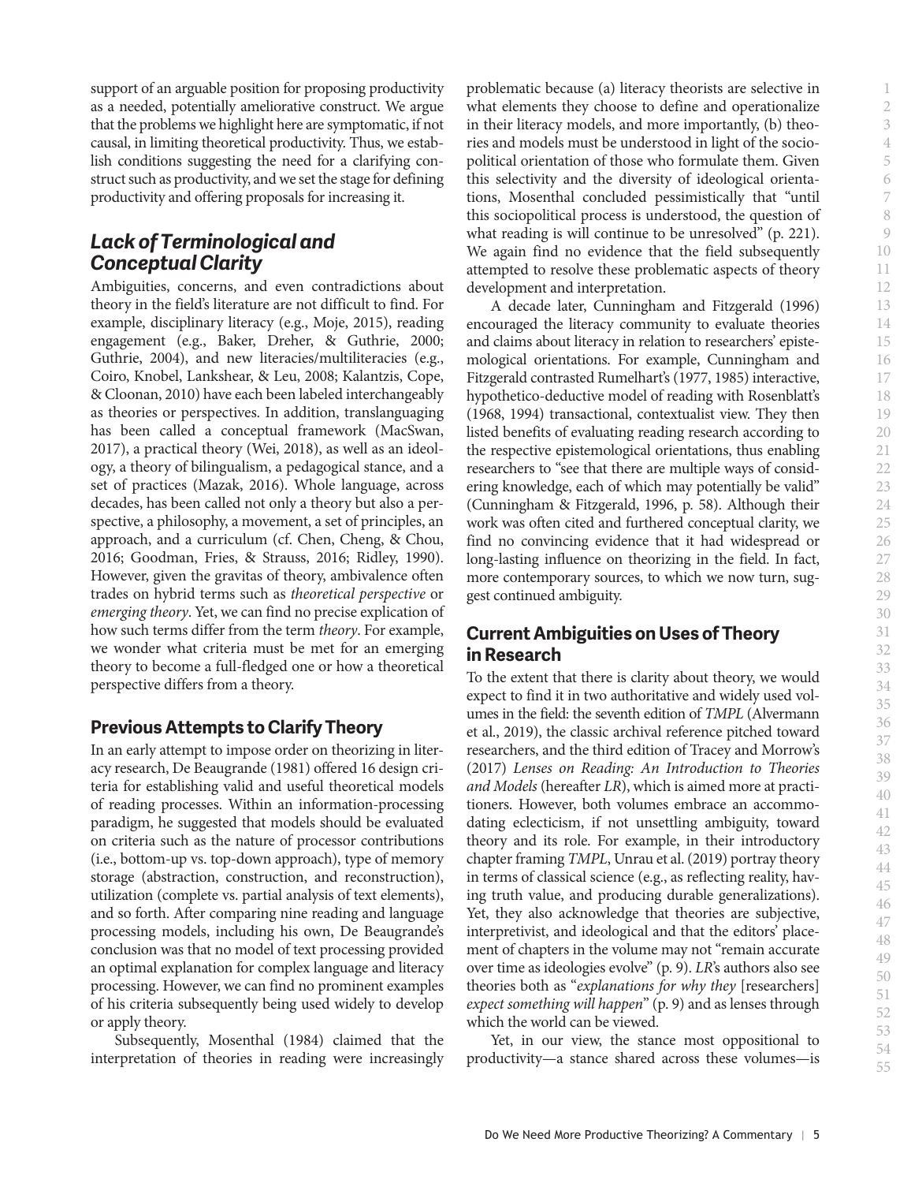support of an arguable position for proposing productivity as a needed, potentially ameliorative construct. We argue that the problems we highlight here are symptomatic, if not causal, in limiting theoretical productivity. Thus, we establish conditions suggesting the need for a clarifying construct such as productivity, and we set the stage for defining productivity and offering proposals for increasing it.

## *Lack of Terminological and Conceptual Clarity*

Ambiguities, concerns, and even contradictions about theory in the field's literature are not difficult to find. For example, disciplinary literacy (e.g., Moje, 2015), reading engagement (e.g., Baker, Dreher, & Guthrie, 2000; Guthrie, 2004), and new literacies/multiliteracies (e.g., Coiro, Knobel, Lankshear, & Leu, 2008; Kalantzis, Cope, & Cloonan, 2010) have each been labeled interchangeably as theories or perspectives. In addition, translanguaging has been called a conceptual framework (MacSwan, 2017), a practical theory (Wei, 2018), as well as an ideology, a theory of bilingualism, a pedagogical stance, and a set of practices (Mazak, 2016). Whole language, across decades, has been called not only a theory but also a perspective, a philosophy, a movement, a set of principles, an approach, and a curriculum (cf. Chen, Cheng, & Chou, 2016; Goodman, Fries, & Strauss, 2016; Ridley, 1990). However, given the gravitas of theory, ambivalence often trades on hybrid terms such as *theoretical perspective* or *emerging theory*. Yet, we can find no precise explication of how such terms differ from the term *theory*. For example, we wonder what criteria must be met for an emerging theory to become a full-fledged one or how a theoretical perspective differs from a theory.

### Previous Attempts to Clarify Theory

In an early attempt to impose order on theorizing in literacy research, De Beaugrande (1981) offered 16 design criteria for establishing valid and useful theoretical models of reading processes. Within an information-processing paradigm, he suggested that models should be evaluated on criteria such as the nature of processor contributions (i.e., bottom-up vs. top-down approach), type of memory storage (abstraction, construction, and reconstruction), utilization (complete vs. partial analysis of text elements), and so forth. After comparing nine reading and language processing models, including his own, De Beaugrande's conclusion was that no model of text processing provided an optimal explanation for complex language and literacy processing. However, we can find no prominent examples of his criteria subsequently being used widely to develop or apply theory.

Subsequently, Mosenthal (1984) claimed that the interpretation of theories in reading were increasingly problematic because (a) literacy theorists are selective in what elements they choose to define and operationalize in their literacy models, and more importantly, (b) theories and models must be understood in light of the sociopolitical orientation of those who formulate them. Given this selectivity and the diversity of ideological orientations, Mosenthal concluded pessimistically that "until this sociopolitical process is understood, the question of what reading is will continue to be unresolved" (p. 221). We again find no evidence that the field subsequently attempted to resolve these problematic aspects of theory development and interpretation.

A decade later, Cunningham and Fitzgerald (1996) encouraged the literacy community to evaluate theories and claims about literacy in relation to researchers' epistemological orientations. For example, Cunningham and Fitzgerald contrasted Rumelhart's (1977, 1985) interactive, hypothetico-deductive model of reading with Rosenblatt's (1968, 1994) transactional, contextualist view. They then listed benefits of evaluating reading research according to the respective epistemological orientations, thus enabling researchers to "see that there are multiple ways of considering knowledge, each of which may potentially be valid" (Cunningham & Fitzgerald, 1996, p. 58). Although their work was often cited and furthered conceptual clarity, we find no convincing evidence that it had widespread or long-lasting influence on theorizing in the field. In fact, more contemporary sources, to which we now turn, suggest continued ambiguity.

### Current Ambiguities on Uses of Theory in Research

To the extent that there is clarity about theory, we would expect to find it in two authoritative and widely used volumes in the field: the seventh edition of *TMPL* (Alvermann et al., 2019), the classic archival reference pitched toward researchers, and the third edition of Tracey and Morrow's (2017) *Lenses on Reading: An Introduction to Theories and Models* (hereafter *LR*), which is aimed more at practitioners. However, both volumes embrace an accommodating eclecticism, if not unsettling ambiguity, toward theory and its role. For example, in their introductory chapter framing *TMPL*, Unrau et al. (2019) portray theory in terms of classical science (e.g., as reflecting reality, having truth value, and producing durable generalizations). Yet, they also acknowledge that theories are subjective, interpretivist, and ideological and that the editors' placement of chapters in the volume may not "remain accurate over time as ideologies evolve" (p. 9). *LR*'s authors also see theories both as "*explanations for why they* [researchers] *expect something will happen*" (p. 9) and as lenses through which the world can be viewed.

Yet, in our view, the stance most oppositional to productivity—a stance shared across these volumes—is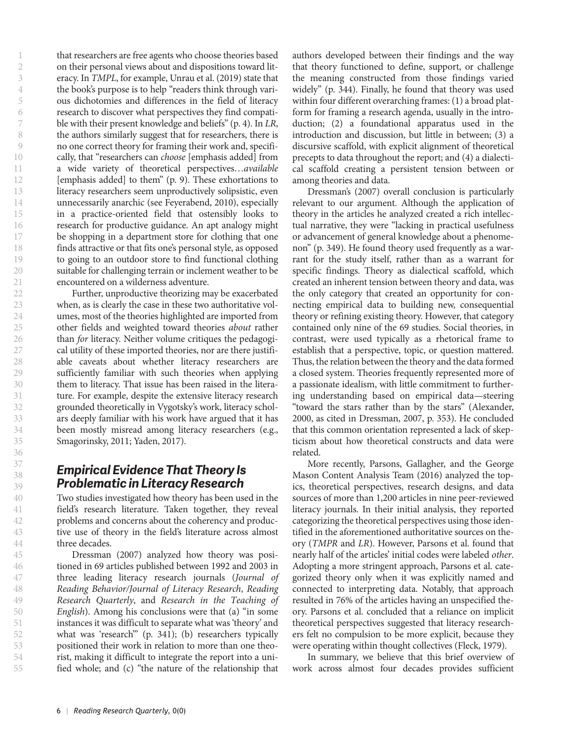that researchers are free agents who choose theories based on their personal views about and dispositions toward literacy. In *TMPL*, for example, Unrau et al. (2019) state that the book's purpose is to help "readers think through various dichotomies and differences in the field of literacy research to discover what perspectives they find compatible with their present knowledge and beliefs" (p. 4). In *LR*, the authors similarly suggest that for researchers, there is no one correct theory for framing their work and, specifically, that "researchers can *choose* [emphasis added] from a wide variety of theoretical perspectives…*available* [emphasis added] to them" (p. 9). These exhortations to literacy researchers seem unproductively solipsistic, even unnecessarily anarchic (see Feyerabend, 2010), especially in a practice-oriented field that ostensibly looks to research for productive guidance. An apt analogy might be shopping in a department store for clothing that one finds attractive or that fits one's personal style, as opposed to going to an outdoor store to find functional clothing suitable for challenging terrain or inclement weather to be encountered on a wilderness adventure.

Further, unproductive theorizing may be exacerbated when, as is clearly the case in these two authoritative volumes, most of the theories highlighted are imported from other fields and weighted toward theories *about* rather than *for* literacy. Neither volume critiques the pedagogical utility of these imported theories, nor are there justifiable caveats about whether literacy researchers are sufficiently familiar with such theories when applying them to literacy. That issue has been raised in the literature. For example, despite the extensive literacy research grounded theoretically in Vygotsky's work, literacy scholars deeply familiar with his work have argued that it has been mostly misread among literacy researchers (e.g., Smagorinsky, 2011; Yaden, 2017).

## Empirical Evidence That Theory Is Problematic in Literacy Research

Two studies investigated how theory has been used in the field's research literature. Taken together, they reveal problems and concerns about the coherency and productive use of theory in the field's literature across almost three decades.

Dressman (2007) analyzed how theory was positioned in 69 articles published between 1992 and 2003 in three leading literacy research journals (*Journal of Reading Behavior/Journal of Literacy Research*, *Reading Research Quarterly*, and *Research in the Teaching of English*). Among his conclusions were that (a) "in some instances it was difficult to separate what was 'theory' and what was 'research'" (p. 341); (b) researchers typically positioned their work in relation to more than one theorist, making it difficult to integrate the report into a unified whole; and (c) "the nature of the relationship that authors developed between their findings and the way that theory functioned to define, support, or challenge the meaning constructed from those findings varied widely" (p. 344). Finally, he found that theory was used within four different overarching frames: (1) a broad platform for framing a research agenda, usually in the introduction; (2) a foundational apparatus used in the introduction and discussion, but little in between; (3) a discursive scaffold, with explicit alignment of theoretical precepts to data throughout the report; and (4) a dialectical scaffold creating a persistent tension between or among theories and data.

Dressman's (2007) overall conclusion is particularly relevant to our argument. Although the application of theory in the articles he analyzed created a rich intellectual narrative, they were "lacking in practical usefulness or advancement of general knowledge about a phenomenon" (p. 349). He found theory used frequently as a warrant for the study itself, rather than as a warrant for specific findings. Theory as dialectical scaffold, which created an inherent tension between theory and data, was the only category that created an opportunity for connecting empirical data to building new, consequential theory or refining existing theory. However, that category contained only nine of the 69 studies. Social theories, in contrast, were used typically as a rhetorical frame to establish that a perspective, topic, or question mattered. Thus, the relation between the theory and the data formed a closed system. Theories frequently represented more of a passionate idealism, with little commitment to furthering understanding based on empirical data—steering "toward the stars rather than by the stars" (Alexander, 2000, as cited in Dressman, 2007, p. 353). He concluded that this common orientation represented a lack of skepticism about how theoretical constructs and data were related.

More recently, Parsons, Gallagher, and the George Mason Content Analysis Team (2016) analyzed the topics, theoretical perspectives, research designs, and data sources of more than 1,200 articles in nine peer-reviewed literacy journals. In their initial analysis, they reported categorizing the theoretical perspectives using those identified in the aforementioned authoritative sources on theory (*TMPR* and *LR*). However, Parsons et al. found that nearly half of the articles' initial codes were labeled *other*. Adopting a more stringent approach, Parsons et al. categorized theory only when it was explicitly named and connected to interpreting data. Notably, that approach resulted in 76% of the articles having an unspecified theory. Parsons et al. concluded that a reliance on implicit theoretical perspectives suggested that literacy researchers felt no compulsion to be more explicit, because they were operating within thought collectives (Fleck, 1979).

In summary, we believe that this brief overview of work across almost four decades provides sufficient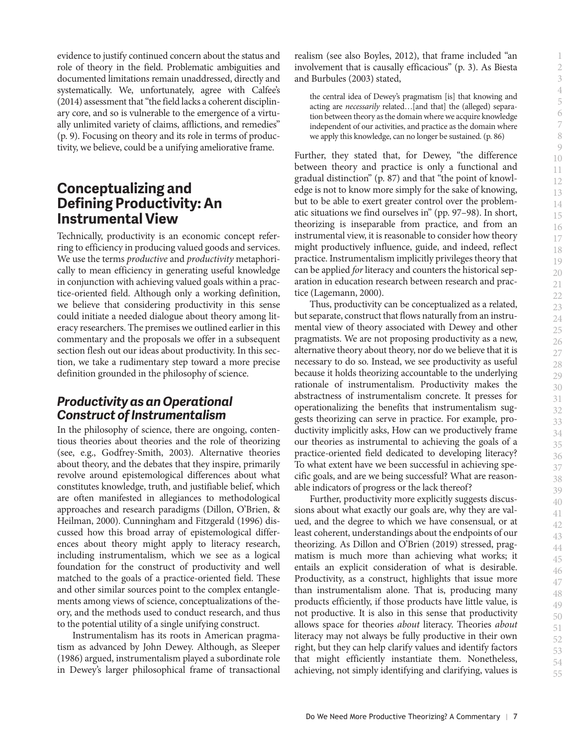evidence to justify continued concern about the status and role of theory in the field. Problematic ambiguities and documented limitations remain unaddressed, directly and systematically. We, unfortunately, agree with Calfee's (2014) assessment that "the field lacks a coherent disciplinary core, and so is vulnerable to the emergence of a virtually unlimited variety of claims, afflictions, and remedies" (p. 9). Focusing on theory and its role in terms of productivity, we believe, could be a unifying ameliorative frame.

## Conceptualizing and Defining Productivity: An Instrumental View

Technically, productivity is an economic concept referring to efficiency in producing valued goods and services. We use the terms *productive* and *productivity* metaphorically to mean efficiency in generating useful knowledge in conjunction with achieving valued goals within a practice-oriented field. Although only a working definition, we believe that considering productivity in this sense could initiate a needed dialogue about theory among literacy researchers. The premises we outlined earlier in this commentary and the proposals we offer in a subsequent section flesh out our ideas about productivity. In this section, we take a rudimentary step toward a more precise definition grounded in the philosophy of science.

### *Productivity as an Operational Construct of Instrumentalism*

In the philosophy of science, there are ongoing, contentious theories about theories and the role of theorizing (see, e.g., Godfrey-Smith, 2003). Alternative theories about theory, and the debates that they inspire, primarily revolve around epistemological differences about what constitutes knowledge, truth, and justifiable belief, which are often manifested in allegiances to methodological approaches and research paradigms (Dillon, O'Brien, & Heilman, 2000). Cunningham and Fitzgerald (1996) discussed how this broad array of epistemological differences about theory might apply to literacy research, including instrumentalism, which we see as a logical foundation for the construct of productivity and well matched to the goals of a practice-oriented field. These and other similar sources point to the complex entanglements among views of science, conceptualizations of theory, and the methods used to conduct research, and thus to the potential utility of a single unifying construct.

Instrumentalism has its roots in American pragmatism as advanced by John Dewey. Although, as Sleeper (1986) argued, instrumentalism played a subordinate role in Dewey's larger philosophical frame of transactional realism (see also Boyles, 2012), that frame included "an involvement that is causally efficacious" (p. 3). As Biesta and Burbules (2003) stated,

> the central idea of Dewey's pragmatism [is] that knowing and acting are *necessarily* related…[and that] the (alleged) separation between theory as the domain where we acquire knowledge independent of our activities, and practice as the domain where we apply this knowledge, can no longer be sustained. (p. 86)

Further, they stated that, for Dewey, "the difference between theory and practice is only a functional and gradual distinction" (p. 87) and that "the point of knowledge is not to know more simply for the sake of knowing, but to be able to exert greater control over the problematic situations we find ourselves in" (pp. 97–98). In short, theorizing is inseparable from practice, and from an instrumental view, it is reasonable to consider how theory might productively influence, guide, and indeed, reflect practice. Instrumentalism implicitly privileges theory that can be applied *for* literacy and counters the historical separation in education research between research and practice (Lagemann, 2000).

Thus, productivity can be conceptualized as a related, but separate, construct that flows naturally from an instrumental view of theory associated with Dewey and other pragmatists. We are not proposing productivity as a new, alternative theory about theory, nor do we believe that it is necessary to do so. Instead, we see productivity as useful because it holds theorizing accountable to the underlying rationale of instrumentalism. Productivity makes the abstractness of instrumentalism concrete. It presses for operationalizing the benefits that instrumentalism suggests theorizing can serve in practice. For example, productivity implicitly asks, How can we productively frame our theories as instrumental to achieving the goals of a practice-oriented field dedicated to developing literacy? To what extent have we been successful in achieving specific goals, and are we being successful? What are reasonable indicators of progress or the lack thereof?

Further, productivity more explicitly suggests discussions about what exactly our goals are, why they are valued, and the degree to which we have consensual, or at least coherent, understandings about the endpoints of our theorizing. As Dillon and O'Brien (2019) stressed, pragmatism is much more than achieving what works; it entails an explicit consideration of what is desirable. Productivity, as a construct, highlights that issue more than instrumentalism alone. That is, producing many products efficiently, if those products have little value, is not productive. It is also in this sense that productivity allows space for theories *about* literacy. Theories *about* literacy may not always be fully productive in their own right, but they can help clarify values and identify factors that might efficiently instantiate them. Nonetheless, achieving, not simply identifying and clarifying, values is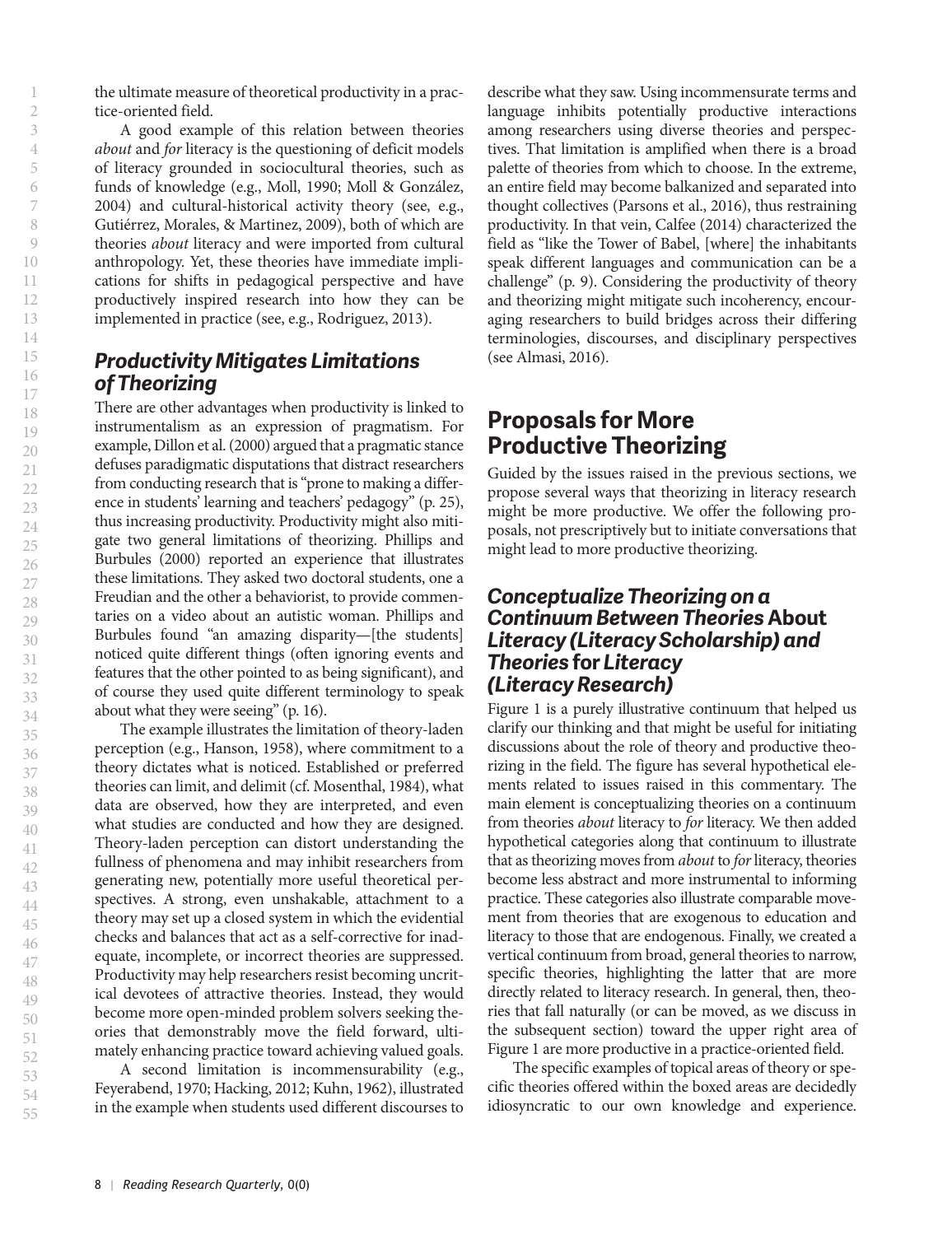the ultimate measure of theoretical productivity in a practice-oriented field.

A good example of this relation between theories *about* and *for* literacy is the questioning of deficit models of literacy grounded in sociocultural theories, such as funds of knowledge (e.g., Moll, 1990; Moll & González, 2004) and cultural-historical activity theory (see, e.g., Gutiérrez, Morales, & Martinez, 2009), both of which are theories *about* literacy and were imported from cultural anthropology. Yet, these theories have immediate implications for shifts in pedagogical perspective and have productively inspired research into how they can be implemented in practice (see, e.g., Rodriguez, 2013).

### *Productivity Mitigates Limitations of Theorizing*

There are other advantages when productivity is linked to instrumentalism as an expression of pragmatism. For example, Dillon et al. (2000) argued that a pragmatic stance defuses paradigmatic disputations that distract researchers from conducting research that is "prone to making a difference in students' learning and teachers' pedagogy" (p. 25), thus increasing productivity. Productivity might also mitigate two general limitations of theorizing. Phillips and Burbules (2000) reported an experience that illustrates these limitations. They asked two doctoral students, one a Freudian and the other a behaviorist, to provide commentaries on a video about an autistic woman. Phillips and Burbules found "an amazing disparity—[the students] noticed quite different things (often ignoring events and features that the other pointed to as being significant), and of course they used quite different terminology to speak about what they were seeing" (p. 16).

The example illustrates the limitation of theory-laden perception (e.g., Hanson, 1958), where commitment to a theory dictates what is noticed. Established or preferred theories can limit, and delimit (cf. Mosenthal, 1984), what data are observed, how they are interpreted, and even what studies are conducted and how they are designed. Theory-laden perception can distort understanding the fullness of phenomena and may inhibit researchers from generating new, potentially more useful theoretical perspectives. A strong, even unshakable, attachment to a theory may set up a closed system in which the evidential checks and balances that act as a self-corrective for inadequate, incomplete, or incorrect theories are suppressed. Productivity may help researchers resist becoming uncritical devotees of attractive theories. Instead, they would become more open-minded problem solvers seeking theories that demonstrably move the field forward, ultimately enhancing practice toward achieving valued goals.

A second limitation is incommensurability (e.g., Feyerabend, 1970; Hacking, 2012; Kuhn, 1962), illustrated in the example when students used different discourses to describe what they saw. Using incommensurate terms and language inhibits potentially productive interactions among researchers using diverse theories and perspectives. That limitation is amplified when there is a broad palette of theories from which to choose. In the extreme, an entire field may become balkanized and separated into thought collectives (Parsons et al., 2016), thus restraining productivity. In that vein, Calfee (2014) characterized the field as "like the Tower of Babel, [where] the inhabitants speak different languages and communication can be a challenge" (p. 9). Considering the productivity of theory and theorizing might mitigate such incoherency, encouraging researchers to build bridges across their differing terminologies, discourses, and disciplinary perspectives (see Almasi, 2016).

## Proposals for More Productive Theorizing

Guided by the issues raised in the previous sections, we propose several ways that theorizing in literacy research might be more productive. We offer the following proposals, not prescriptively but to initiate conversations that might lead to more productive theorizing.

### *Conceptualize Theorizing on a Continuum Between Theories* **About** *Literacy (Literacy Scholarship) and Theories* **for** *Literacy (Literacy Research)*

Figure 1 is a purely illustrative continuum that helped us clarify our thinking and that might be useful for initiating discussions about the role of theory and productive theorizing in the field. The figure has several hypothetical elements related to issues raised in this commentary. The main element is conceptualizing theories on a continuum from theories *about* literacy to *for* literacy. We then added hypothetical categories along that continuum to illustrate that as theorizing moves from *about* to *for* literacy, theories become less abstract and more instrumental to informing practice. These categories also illustrate comparable movement from theories that are exogenous to education and literacy to those that are endogenous. Finally, we created a vertical continuum from broad, general theories to narrow, specific theories, highlighting the latter that are more directly related to literacy research. In general, then, theories that fall naturally (or can be moved, as we discuss in the subsequent section) toward the upper right area of Figure 1 are more productive in a practice-oriented field.

The specific examples of topical areas of theory or specific theories offered within the boxed areas are decidedly idiosyncratic to our own knowledge and experience.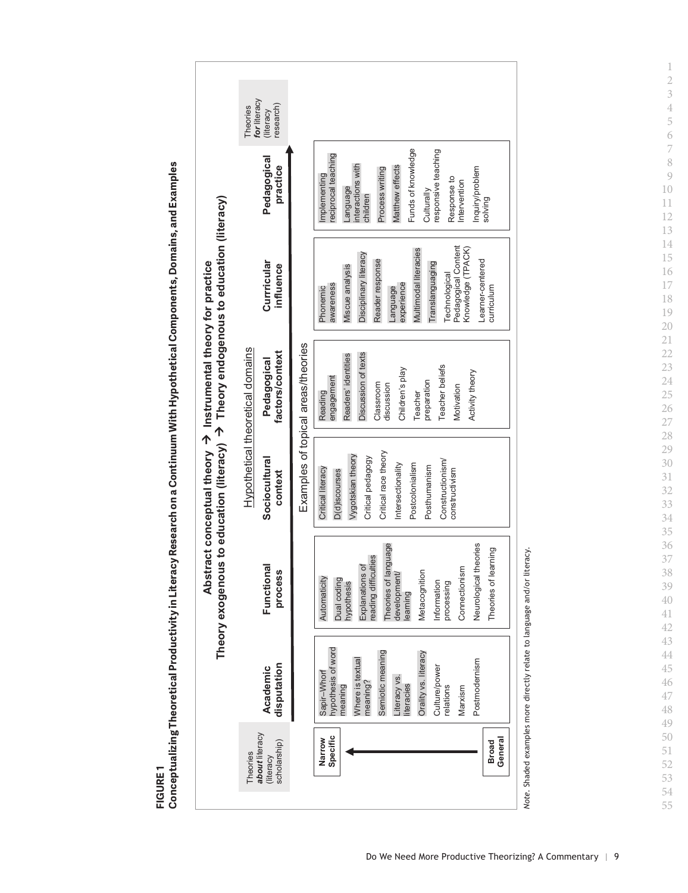**FIGURE 1**

**Conceptualizing Theoretical Productivity in Literacy Research on a Continuum With Hypothetical Theoretical Components, Domains, and Examples**

**Abstract conceptual theory → Instrumental theory for practice**

**Theory exogenous to education (literacy) → Theory endogenous to education (literacy)**

Theories ***about*** literacy (literacy scholarship) → Theories ***for*** literacy (literacy research)

Narrow Specific ↔ Broad General

Hypothetical theoretical domains

Examples of topical areas/theories

| Academic disputation | Functional process | Sociocultural context | Pedagogical factors/context | Curricular influence | Pedagogical practice |
|---|---|---|---|---|---|
| Sapir–Whorf hypothesis of word meaning | Automaticity | Critical literacy | Reading engagement | Phonemic awareness | Implementing reciprocal teaching |
| Where is textual meaning? | Dual coding hypothesis | D(d)iscourses | Readers' identities | Miscue analysis | Language interactions with children |
| Semiotic meaning | Explanations of reading difficulties | Vygotskian theory | Discussion of texts | Disciplinary literacy | Process writing |
| Literacy vs. literacies | Theories of language development/learning | Critical pedagogy | Classroom discussion | Reader response | Matthew effects |
| Orality vs. literacy | Metacognition | Critical race theory | Children's play | Language experience | Funds of knowledge |
| Culture/power relations | Information processing | Intersectionality | Teacher preparation | Multimodal literacies | Culturally responsive teaching |
| Marxism | Connectionism | Postcolonialism | Teacher beliefs | Translanguaging | Response to Intervention |
| Postmodernism | Neurological theories | Posthumanism | Motivation | Technological Pedagogical Content Knowledge (TPACK) | Inquiry/problem solving |
| | Theories of learning | Constructionism/constructivism | Activity theory | Learner-centered curriculum | |

*Note*. Shaded examples more directly relate to language and/or literacy.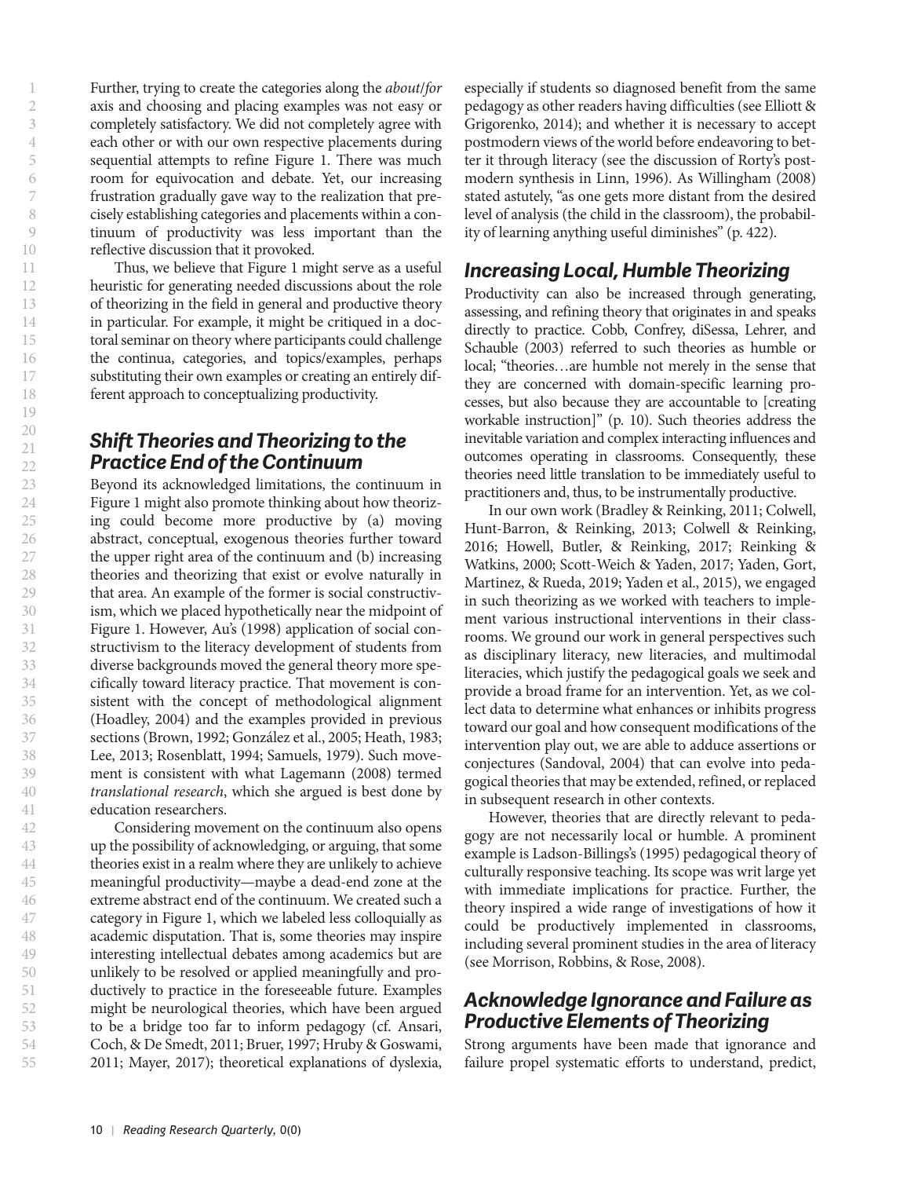Further, trying to create the categories along the *about/for* axis and choosing and placing examples was not easy or completely satisfactory. We did not completely agree with each other or with our own respective placements during sequential attempts to refine Figure 1. There was much room for equivocation and debate. Yet, our increasing frustration gradually gave way to the realization that precisely establishing categories and placements within a continuum of productivity was less important than the reflective discussion that it provoked.

Thus, we believe that Figure 1 might serve as a useful heuristic for generating needed discussions about the role of theorizing in the field in general and productive theory in particular. For example, it might be critiqued in a doctoral seminar on theory where participants could challenge the continua, categories, and topics/examples, perhaps substituting their own examples or creating an entirely different approach to conceptualizing productivity.

## Shift Theories and Theorizing to the Practice End of the Continuum

Beyond its acknowledged limitations, the continuum in Figure 1 might also promote thinking about how theorizing could become more productive by (a) moving abstract, conceptual, exogenous theories further toward the upper right area of the continuum and (b) increasing theories and theorizing that exist or evolve naturally in that area. An example of the former is social constructivism, which we placed hypothetically near the midpoint of Figure 1. However, Au's (1998) application of social constructivism to the literacy development of students from diverse backgrounds moved the general theory more specifically toward literacy practice. That movement is consistent with the concept of methodological alignment (Hoadley, 2004) and the examples provided in previous sections (Brown, 1992; González et al., 2005; Heath, 1983; Lee, 2013; Rosenblatt, 1994; Samuels, 1979). Such movement is consistent with what Lagemann (2008) termed *translational research*, which she argued is best done by education researchers.

Considering movement on the continuum also opens up the possibility of acknowledging, or arguing, that some theories exist in a realm where they are unlikely to achieve meaningful productivity—maybe a dead-end zone at the extreme abstract end of the continuum. We created such a category in Figure 1, which we labeled less colloquially as academic disputation. That is, some theories may inspire interesting intellectual debates among academics but are unlikely to be resolved or applied meaningfully and productively to practice in the foreseeable future. Examples might be neurological theories, which have been argued to be a bridge too far to inform pedagogy (cf. Ansari, Coch, & De Smedt, 2011; Bruer, 1997; Hruby & Goswami, 2011; Mayer, 2017); theoretical explanations of dyslexia, especially if students so diagnosed benefit from the same pedagogy as other readers having difficulties (see Elliott & Grigorenko, 2014); and whether it is necessary to accept postmodern views of the world before endeavoring to better it through literacy (see the discussion of Rorty's postmodern synthesis in Linn, 1996). As Willingham (2008) stated astutely, "as one gets more distant from the desired level of analysis (the child in the classroom), the probability of learning anything useful diminishes" (p. 422).

## Increasing Local, Humble Theorizing

Productivity can also be increased through generating, assessing, and refining theory that originates in and speaks directly to practice. Cobb, Confrey, diSessa, Lehrer, and Schauble (2003) referred to such theories as humble or local; "theories…are humble not merely in the sense that they are concerned with domain-specific learning processes, but also because they are accountable to [creating workable instruction]" (p. 10). Such theories address the inevitable variation and complex interacting influences and outcomes operating in classrooms. Consequently, these theories need little translation to be immediately useful to practitioners and, thus, to be instrumentally productive.

In our own work (Bradley & Reinking, 2011; Colwell, Hunt-Barron, & Reinking, 2013; Colwell & Reinking, 2016; Howell, Butler, & Reinking, 2017; Reinking & Watkins, 2000; Scott-Weich & Yaden, 2017; Yaden, Gort, Martinez, & Rueda, 2019; Yaden et al., 2015), we engaged in such theorizing as we worked with teachers to implement various instructional interventions in their classrooms. We ground our work in general perspectives such as disciplinary literacy, new literacies, and multimodal literacies, which justify the pedagogical goals we seek and provide a broad frame for an intervention. Yet, as we collect data to determine what enhances or inhibits progress toward our goal and how consequent modifications of the intervention play out, we are able to adduce assertions or conjectures (Sandoval, 2004) that can evolve into pedagogical theories that may be extended, refined, or replaced in subsequent research in other contexts.

However, theories that are directly relevant to pedagogy are not necessarily local or humble. A prominent example is Ladson-Billings's (1995) pedagogical theory of culturally responsive teaching. Its scope was writ large yet with immediate implications for practice. Further, the theory inspired a wide range of investigations of how it could be productively implemented in classrooms, including several prominent studies in the area of literacy (see Morrison, Robbins, & Rose, 2008).

## Acknowledge Ignorance and Failure as Productive Elements of Theorizing

Strong arguments have been made that ignorance and failure propel systematic efforts to understand, predict,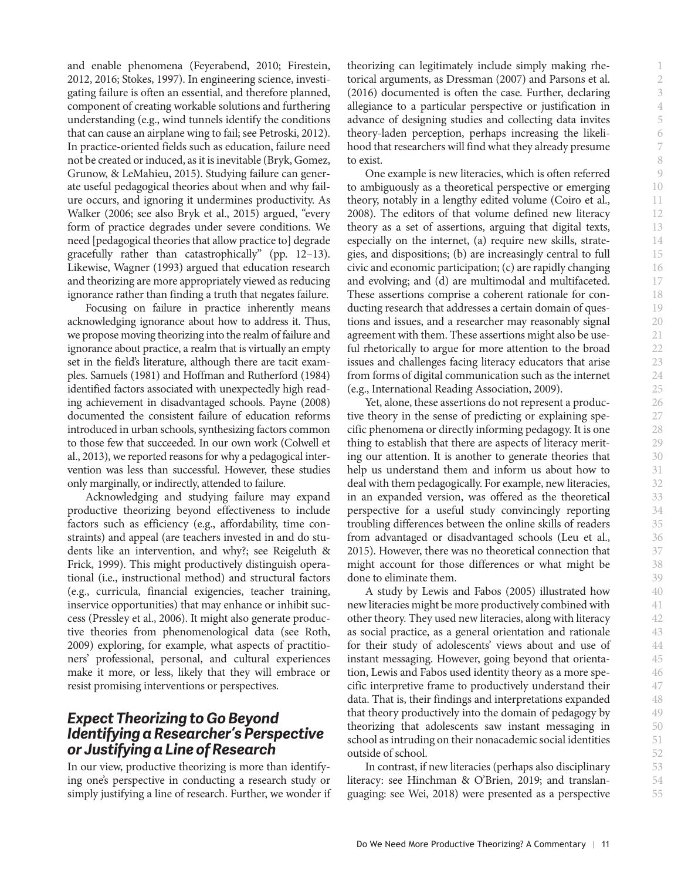and enable phenomena (Feyerabend, 2010; Firestein, 2012, 2016; Stokes, 1997). In engineering science, investigating failure is often an essential, and therefore planned, component of creating workable solutions and furthering understanding (e.g., wind tunnels identify the conditions that can cause an airplane wing to fail; see Petroski, 2012). In practice-oriented fields such as education, failure need not be created or induced, as it is inevitable (Bryk, Gomez, Grunow, & LeMahieu, 2015). Studying failure can generate useful pedagogical theories about when and why failure occurs, and ignoring it undermines productivity. As Walker (2006; see also Bryk et al., 2015) argued, "every form of practice degrades under severe conditions. We need [pedagogical theories that allow practice to] degrade gracefully rather than catastrophically" (pp. 12–13). Likewise, Wagner (1993) argued that education research and theorizing are more appropriately viewed as reducing ignorance rather than finding a truth that negates failure.

Focusing on failure in practice inherently means acknowledging ignorance about how to address it. Thus, we propose moving theorizing into the realm of failure and ignorance about practice, a realm that is virtually an empty set in the field's literature, although there are tacit examples. Samuels (1981) and Hoffman and Rutherford (1984) identified factors associated with unexpectedly high reading achievement in disadvantaged schools. Payne (2008) documented the consistent failure of education reforms introduced in urban schools, synthesizing factors common to those few that succeeded. In our own work (Colwell et al., 2013), we reported reasons for why a pedagogical intervention was less than successful. However, these studies only marginally, or indirectly, attended to failure.

Acknowledging and studying failure may expand productive theorizing beyond effectiveness to include factors such as efficiency (e.g., affordability, time constraints) and appeal (are teachers invested in and do students like an intervention, and why?; see Reigeluth & Frick, 1999). This might productively distinguish operational (i.e., instructional method) and structural factors (e.g., curricula, financial exigencies, teacher training, inservice opportunities) that may enhance or inhibit success (Pressley et al., 2006). It might also generate productive theories from phenomenological data (see Roth, 2009) exploring, for example, what aspects of practitioners' professional, personal, and cultural experiences make it more, or less, likely that they will embrace or resist promising interventions or perspectives.

## *Expect Theorizing to Go Beyond Identifying a Researcher's Perspective or Justifying a Line of Research*

In our view, productive theorizing is more than identifying one's perspective in conducting a research study or simply justifying a line of research. Further, we wonder if theorizing can legitimately include simply making rhetorical arguments, as Dressman (2007) and Parsons et al. (2016) documented is often the case. Further, declaring allegiance to a particular perspective or justification in advance of designing studies and collecting data invites theory-laden perception, perhaps increasing the likelihood that researchers will find what they already presume to exist.

One example is new literacies, which is often referred to ambiguously as a theoretical perspective or emerging theory, notably in a lengthy edited volume (Coiro et al., 2008). The editors of that volume defined new literacy theory as a set of assertions, arguing that digital texts, especially on the internet, (a) require new skills, strategies, and dispositions; (b) are increasingly central to full civic and economic participation; (c) are rapidly changing and evolving; and (d) are multimodal and multifaceted. These assertions comprise a coherent rationale for conducting research that addresses a certain domain of questions and issues, and a researcher may reasonably signal agreement with them. These assertions might also be useful rhetorically to argue for more attention to the broad issues and challenges facing literacy educators that arise from forms of digital communication such as the internet (e.g., International Reading Association, 2009).

Yet, alone, these assertions do not represent a productive theory in the sense of predicting or explaining specific phenomena or directly informing pedagogy. It is one thing to establish that there are aspects of literacy meriting our attention. It is another to generate theories that help us understand them and inform us about how to deal with them pedagogically. For example, new literacies, in an expanded version, was offered as the theoretical perspective for a useful study convincingly reporting troubling differences between the online skills of readers from advantaged or disadvantaged schools (Leu et al., 2015). However, there was no theoretical connection that might account for those differences or what might be done to eliminate them.

A study by Lewis and Fabos (2005) illustrated how new literacies might be more productively combined with other theory. They used new literacies, along with literacy as social practice, as a general orientation and rationale for their study of adolescents' views about and use of instant messaging. However, going beyond that orientation, Lewis and Fabos used identity theory as a more specific interpretive frame to productively understand their data. That is, their findings and interpretations expanded that theory productively into the domain of pedagogy by theorizing that adolescents saw instant messaging in school as intruding on their nonacademic social identities outside of school.

In contrast, if new literacies (perhaps also disciplinary literacy: see Hinchman & O'Brien, 2019; and translanguaging: see Wei, 2018) were presented as a perspective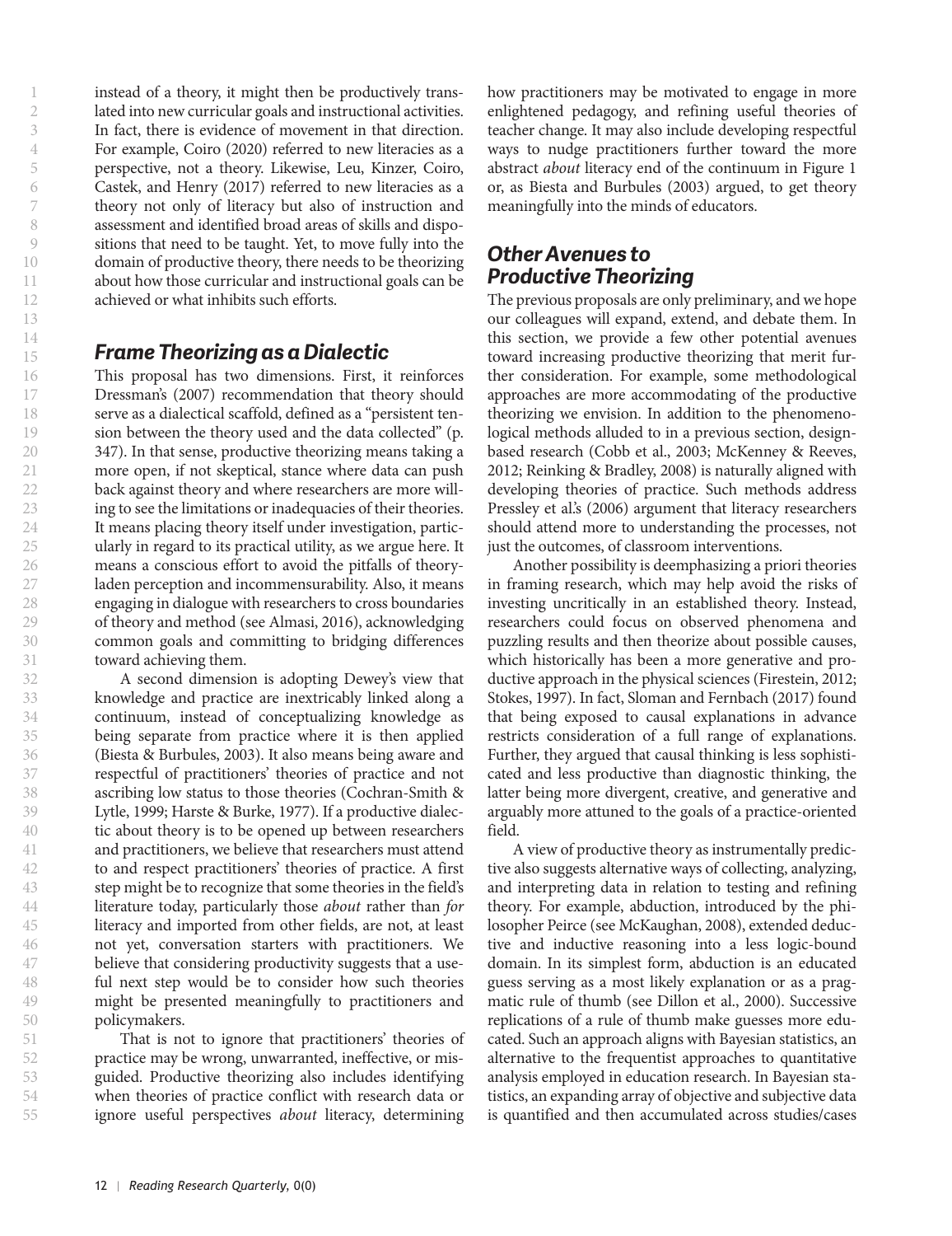instead of a theory, it might then be productively translated into new curricular goals and instructional activities. In fact, there is evidence of movement in that direction. For example, Coiro (2020) referred to new literacies as a perspective, not a theory. Likewise, Leu, Kinzer, Coiro, Castek, and Henry (2017) referred to new literacies as a theory not only of literacy but also of instruction and assessment and identified broad areas of skills and dispositions that need to be taught. Yet, to move fully into the domain of productive theory, there needs to be theorizing about how those curricular and instructional goals can be achieved or what inhibits such efforts.

## Frame Theorizing as a Dialectic

This proposal has two dimensions. First, it reinforces Dressman's (2007) recommendation that theory should serve as a dialectical scaffold, defined as a "persistent tension between the theory used and the data collected" (p. 347). In that sense, productive theorizing means taking a more open, if not skeptical, stance where data can push back against theory and where researchers are more willing to see the limitations or inadequacies of their theories. It means placing theory itself under investigation, particularly in regard to its practical utility, as we argue here. It means a conscious effort to avoid the pitfalls of theory-laden perception and incommensurability. Also, it means engaging in dialogue with researchers to cross boundaries of theory and method (see Almasi, 2016), acknowledging common goals and committing to bridging differences toward achieving them.

A second dimension is adopting Dewey's view that knowledge and practice are inextricably linked along a continuum, instead of conceptualizing knowledge as being separate from practice where it is then applied (Biesta & Burbules, 2003). It also means being aware and respectful of practitioners' theories of practice and not ascribing low status to those theories (Cochran-Smith & Lytle, 1999; Harste & Burke, 1977). If a productive dialectic about theory is to be opened up between researchers and practitioners, we believe that researchers must attend to and respect practitioners' theories of practice. A first step might be to recognize that some theories in the field's literature today, particularly those *about* rather than *for* literacy and imported from other fields, are not, at least not yet, conversation starters with practitioners. We believe that considering productivity suggests that a useful next step would be to consider how such theories might be presented meaningfully to practitioners and policymakers.

That is not to ignore that practitioners' theories of practice may be wrong, unwarranted, ineffective, or misguided. Productive theorizing also includes identifying when theories of practice conflict with research data or ignore useful perspectives *about* literacy, determining how practitioners may be motivated to engage in more enlightened pedagogy, and refining useful theories of teacher change. It may also include developing respectful ways to nudge practitioners further toward the more abstract *about* literacy end of the continuum in Figure 1 or, as Biesta and Burbules (2003) argued, to get theory meaningfully into the minds of educators.

## Other Avenues to Productive Theorizing

The previous proposals are only preliminary, and we hope our colleagues will expand, extend, and debate them. In this section, we provide a few other potential avenues toward increasing productive theorizing that merit further consideration. For example, some methodological approaches are more accommodating of the productive theorizing we envision. In addition to the phenomenological methods alluded to in a previous section, design-based research (Cobb et al., 2003; McKenney & Reeves, 2012; Reinking & Bradley, 2008) is naturally aligned with developing theories of practice. Such methods address Pressley et al.'s (2006) argument that literacy researchers should attend more to understanding the processes, not just the outcomes, of classroom interventions.

Another possibility is deemphasizing a priori theories in framing research, which may help avoid the risks of investing uncritically in an established theory. Instead, researchers could focus on observed phenomena and puzzling results and then theorize about possible causes, which historically has been a more generative and productive approach in the physical sciences (Firestein, 2012; Stokes, 1997). In fact, Sloman and Fernbach (2017) found that being exposed to causal explanations in advance restricts consideration of a full range of explanations. Further, they argued that causal thinking is less sophisticated and less productive than diagnostic thinking, the latter being more divergent, creative, and generative and arguably more attuned to the goals of a practice-oriented field.

A view of productive theory as instrumentally predictive also suggests alternative ways of collecting, analyzing, and interpreting data in relation to testing and refining theory. For example, abduction, introduced by the philosopher Peirce (see McKaughan, 2008), extended deductive and inductive reasoning into a less logic-bound domain. In its simplest form, abduction is an educated guess serving as a most likely explanation or as a pragmatic rule of thumb (see Dillon et al., 2000). Successive replications of a rule of thumb make guesses more educated. Such an approach aligns with Bayesian statistics, an alternative to the frequentist approaches to quantitative analysis employed in education research. In Bayesian statistics, an expanding array of objective and subjective data is quantified and then accumulated across studies/cases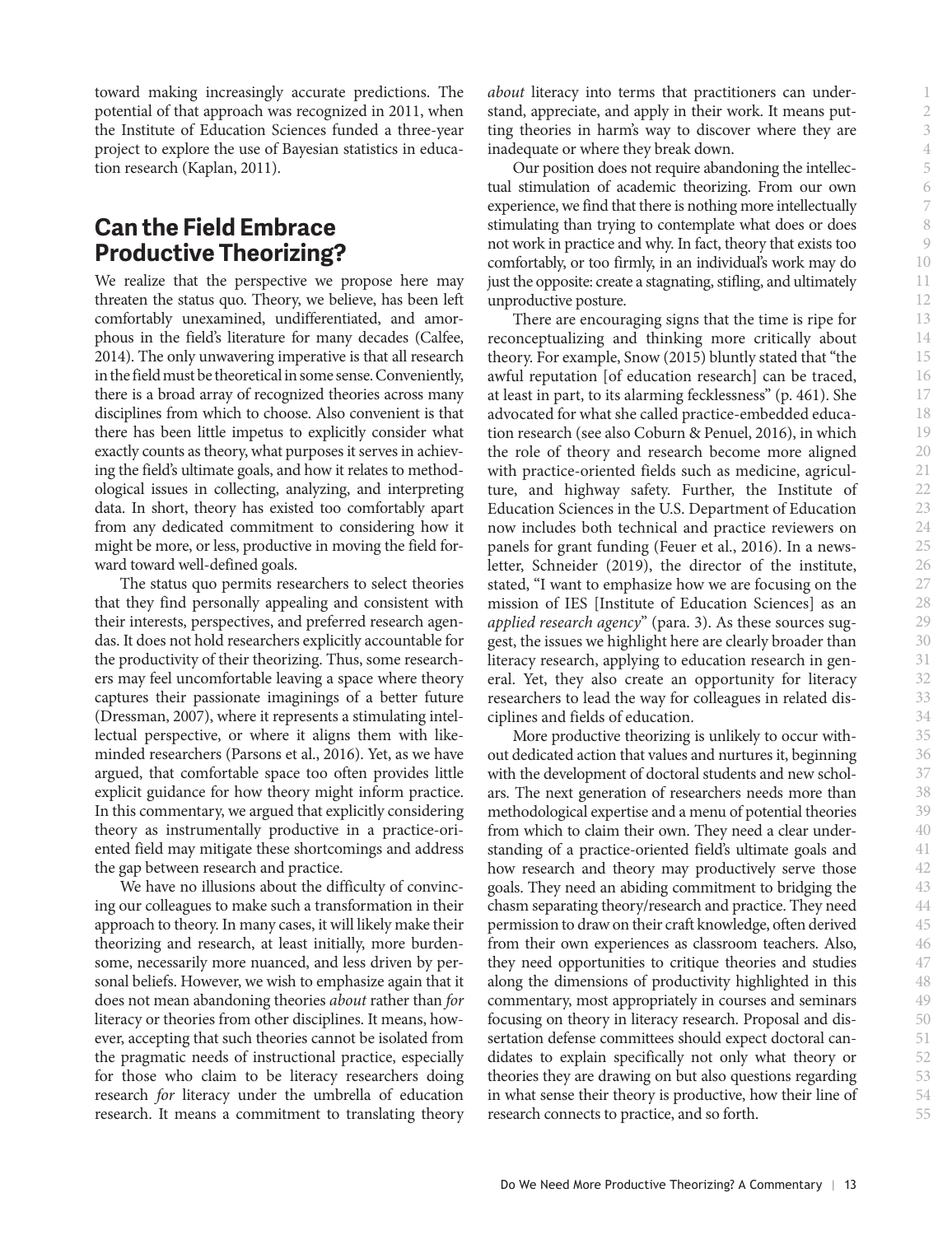toward making increasingly accurate predictions. The potential of that approach was recognized in 2011, when the Institute of Education Sciences funded a three-year project to explore the use of Bayesian statistics in education research (Kaplan, 2011).

## Can the Field Embrace Productive Theorizing?

We realize that the perspective we propose here may threaten the status quo. Theory, we believe, has been left comfortably unexamined, undifferentiated, and amorphous in the field's literature for many decades (Calfee, 2014). The only unwavering imperative is that all research in the field must be theoretical in some sense. Conveniently, there is a broad array of recognized theories across many disciplines from which to choose. Also convenient is that there has been little impetus to explicitly consider what exactly counts as theory, what purposes it serves in achieving the field's ultimate goals, and how it relates to methodological issues in collecting, analyzing, and interpreting data. In short, theory has existed too comfortably apart from any dedicated commitment to considering how it might be more, or less, productive in moving the field forward toward well-defined goals.

The status quo permits researchers to select theories that they find personally appealing and consistent with their interests, perspectives, and preferred research agendas. It does not hold researchers explicitly accountable for the productivity of their theorizing. Thus, some researchers may feel uncomfortable leaving a space where theory captures their passionate imaginings of a better future (Dressman, 2007), where it represents a stimulating intellectual perspective, or where it aligns them with like-minded researchers (Parsons et al., 2016). Yet, as we have argued, that comfortable space too often provides little explicit guidance for how theory might inform practice. In this commentary, we argued that explicitly considering theory as instrumentally productive in a practice-oriented field may mitigate these shortcomings and address the gap between research and practice.

We have no illusions about the difficulty of convincing our colleagues to make such a transformation in their approach to theory. In many cases, it will likely make their theorizing and research, at least initially, more burdensome, necessarily more nuanced, and less driven by personal beliefs. However, we wish to emphasize again that it does not mean abandoning theories *about* rather than *for* literacy or theories from other disciplines. It means, however, accepting that such theories cannot be isolated from the pragmatic needs of instructional practice, especially for those who claim to be literacy researchers doing research *for* literacy under the umbrella of education research. It means a commitment to translating theory *about* literacy into terms that practitioners can understand, appreciate, and apply in their work. It means putting theories in harm's way to discover where they are inadequate or where they break down.

Our position does not require abandoning the intellectual stimulation of academic theorizing. From our own experience, we find that there is nothing more intellectually stimulating than trying to contemplate what does or does not work in practice and why. In fact, theory that exists too comfortably, or too firmly, in an individual's work may do just the opposite: create a stagnating, stifling, and ultimately unproductive posture.

There are encouraging signs that the time is ripe for reconceptualizing and thinking more critically about theory. For example, Snow (2015) bluntly stated that "the awful reputation [of education research] can be traced, at least in part, to its alarming fecklessness" (p. 461). She advocated for what she called practice-embedded education research (see also Coburn & Penuel, 2016), in which the role of theory and research become more aligned with practice-oriented fields such as medicine, agriculture, and highway safety. Further, the Institute of Education Sciences in the U.S. Department of Education now includes both technical and practice reviewers on panels for grant funding (Feuer et al., 2016). In a newsletter, Schneider (2019), the director of the institute, stated, "I want to emphasize how we are focusing on the mission of IES [Institute of Education Sciences] as an *applied research agency*" (para. 3). As these sources suggest, the issues we highlight here are clearly broader than literacy research, applying to education research in general. Yet, they also create an opportunity for literacy researchers to lead the way for colleagues in related disciplines and fields of education.

More productive theorizing is unlikely to occur without dedicated action that values and nurtures it, beginning with the development of doctoral students and new scholars. The next generation of researchers needs more than methodological expertise and a menu of potential theories from which to claim their own. They need a clear understanding of a practice-oriented field's ultimate goals and how research and theory may productively serve those goals. They need an abiding commitment to bridging the chasm separating theory/research and practice. They need permission to draw on their craft knowledge, often derived from their own experiences as classroom teachers. Also, they need opportunities to critique theories and studies along the dimensions of productivity highlighted in this commentary, most appropriately in courses and seminars focusing on theory in literacy research. Proposal and dissertation defense committees should expect doctoral candidates to explain specifically not only what theory or theories they are drawing on but also questions regarding in what sense their theory is productive, how their line of research connects to practice, and so forth.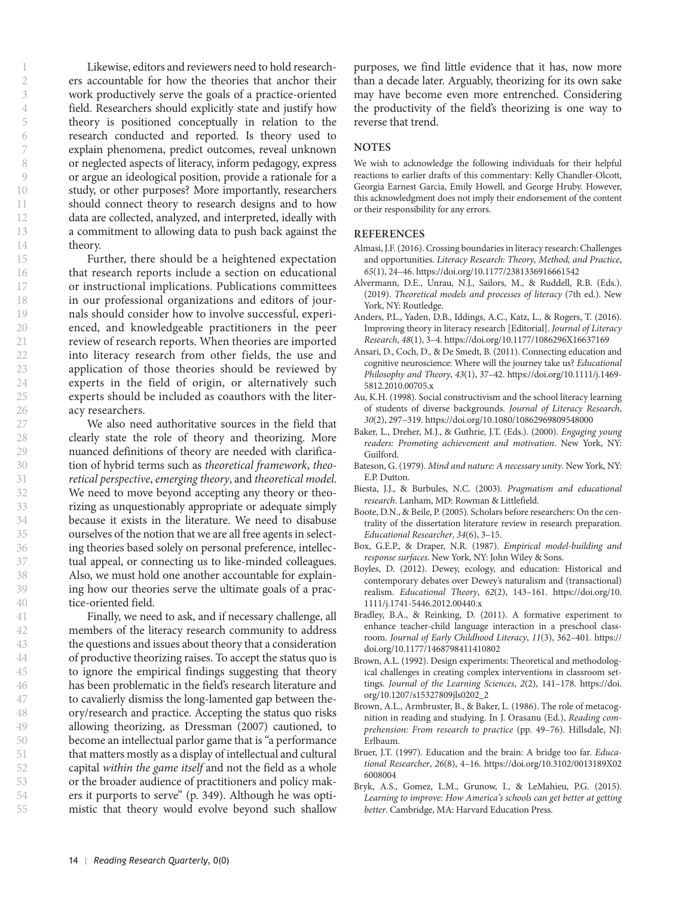Likewise, editors and reviewers need to hold researchers accountable for how the theories that anchor their work productively serve the goals of a practice-oriented field. Researchers should explicitly state and justify how theory is positioned conceptually in relation to the research conducted and reported. Is theory used to explain phenomena, predict outcomes, reveal unknown or neglected aspects of literacy, inform pedagogy, express or argue an ideological position, provide a rationale for a study, or other purposes? More importantly, researchers should connect theory to research designs and to how data are collected, analyzed, and interpreted, ideally with a commitment to allowing data to push back against the theory.

Further, there should be a heightened expectation that research reports include a section on educational or instructional implications. Publications committees in our professional organizations and editors of journals should consider how to involve successful, experienced, and knowledgeable practitioners in the peer review of research reports. When theories are imported into literacy research from other fields, the use and application of those theories should be reviewed by experts in the field of origin, or alternatively such experts should be included as coauthors with the literacy researchers.

We also need authoritative sources in the field that clearly state the role of theory and theorizing. More nuanced definitions of theory are needed with clarification of hybrid terms such as *theoretical framework*, *theoretical perspective*, *emerging theory*, and *theoretical model*. We need to move beyond accepting any theory or theorizing as unquestionably appropriate or adequate simply because it exists in the literature. We need to disabuse ourselves of the notion that we are all free agents in selecting theories based solely on personal preference, intellectual appeal, or connecting us to like-minded colleagues. Also, we must hold one another accountable for explaining how our theories serve the ultimate goals of a practice-oriented field.

Finally, we need to ask, and if necessary challenge, all members of the literacy research community to address the questions and issues about theory that a consideration of productive theorizing raises. To accept the status quo is to ignore the empirical findings suggesting that theory has been problematic in the field's research literature and to cavalierly dismiss the long-lamented gap between theory/research and practice. Accepting the status quo risks allowing theorizing, as Dressman (2007) cautioned, to become an intellectual parlor game that is "a performance that matters mostly as a display of intellectual and cultural capital *within the game itself* and not the field as a whole or the broader audience of practitioners and policy makers it purports to serve" (p. 349). Although he was optimistic that theory would evolve beyond such shallow purposes, we find little evidence that it has, now more than a decade later. Arguably, theorizing for its own sake may have become even more entrenched. Considering the productivity of the field's theorizing is one way to reverse that trend.

## NOTES

We wish to acknowledge the following individuals for their helpful reactions to earlier drafts of this commentary: Kelly Chandler-Olcott, Georgia Earnest Garcia, Emily Howell, and George Hruby. However, this acknowledgment does not imply their endorsement of the content or their responsibility for any errors.

## REFERENCES

Almasi, J.F. (2016). Crossing boundaries in literacy research: Challenges and opportunities. *Literacy Research: Theory, Method, and Practice*, *65*(1), 24–46. https://doi.org/10.1177/2381336916661542

Alvermann, D.E., Unrau, N.J., Sailors, M., & Ruddell, R.B. (Eds.). (2019). *Theoretical models and processes of literacy* (7th ed.). New York, NY: Routledge.

Anders, P.L., Yaden, D.B., Iddings, A.C., Katz, L., & Rogers, T. (2016). Improving theory in literacy research [Editorial]. *Journal of Literacy Research*, *48*(1), 3–4. https://doi.org/10.1177/1086296X16637169

Ansari, D., Coch, D., & De Smedt, B. (2011). Connecting education and cognitive neuroscience: Where will the journey take us? *Educational Philosophy and Theory*, *43*(1), 37–42. https://doi.org/10.1111/j.1469-5812.2010.00705.x

Au, K.H. (1998). Social constructivism and the school literacy learning of students of diverse backgrounds. *Journal of Literacy Research*, *30*(2), 297–319. https://doi.org/10.1080/10862969809548000

Baker, L., Dreher, M.J., & Guthrie, J.T. (Eds.). (2000). *Engaging young readers: Promoting achievement and motivation*. New York, NY: Guilford.

Bateson, G. (1979). *Mind and nature: A necessary unity*. New York, NY: E.P. Dutton.

Biesta, J.J., & Burbules, N.C. (2003). *Pragmatism and educational research*. Lanham, MD: Rowman & Littlefield.

Boote, D.N., & Beile, P. (2005). Scholars before researchers: On the centrality of the dissertation literature review in research preparation. *Educational Researcher*, *34*(6), 3–15.

Box, G.E.P., & Draper, N.R. (1987). *Empirical model-building and response surfaces*. New York, NY: John Wiley & Sons.

Boyles, D. (2012). Dewey, ecology, and education: Historical and contemporary debates over Dewey's naturalism and (transactional) realism. *Educational Theory*, *62*(2), 143–161. https://doi.org/10.1111/j.1741-5446.2012.00440.x

Bradley, B.A., & Reinking, D. (2011). A formative experiment to enhance teacher-child language interaction in a preschool classroom. *Journal of Early Childhood Literacy*, *11*(3), 362–401. https://doi.org/10.1177/1468798411410802

Brown, A.L. (1992). Design experiments: Theoretical and methodological challenges in creating complex interventions in classroom settings. *Journal of the Learning Sciences*, *2*(2), 141–178. https://doi.org/10.1207/s15327809jls0202_2

Brown, A.L., Armbruster, B., & Baker, L. (1986). The role of metacognition in reading and studying. In J. Orasanu (Ed.), *Reading comprehension: From research to practice* (pp. 49–76). Hillsdale, NJ: Erlbaum.

Bruer, J.T. (1997). Education and the brain: A bridge too far. *Educational Researcher*, *26*(8), 4–16. https://doi.org/10.3102/0013189X026008004

Bryk, A.S., Gomez, L.M., Grunow, I., & LeMahieu, P.G. (2015). *Learning to improve: How America's schools can get better at getting better*. Cambridge, MA: Harvard Education Press.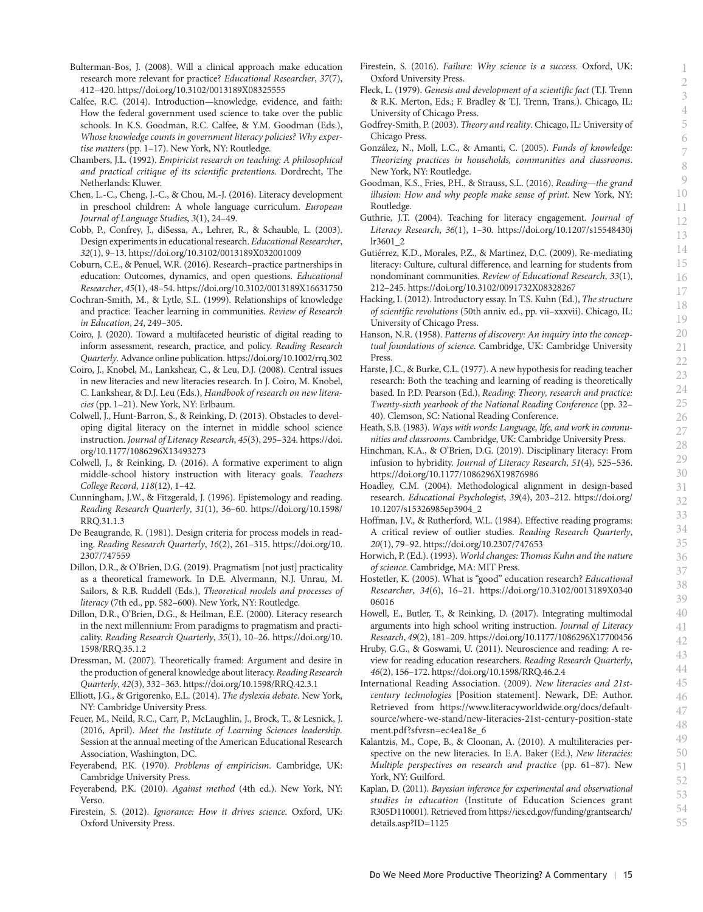Bulterman-Bos, J. (2008). Will a clinical approach make education research more relevant for practice? *Educational Researcher*, *37*(7), 412–420. https://doi.org/10.3102/0013189X08325555

Calfee, R.C. (2014). Introduction—knowledge, evidence, and faith: How the federal government used science to take over the public schools. In K.S. Goodman, R.C. Calfee, & Y.M. Goodman (Eds.), *Whose knowledge counts in government literacy policies? Why expertise matters* (pp. 1–17). New York, NY: Routledge.

Chambers, J.L. (1992). *Empiricist research on teaching: A philosophical and practical critique of its scientific pretentions*. Dordrecht, The Netherlands: Kluwer.

Chen, L.-C., Cheng, J.-C., & Chou, M.-J. (2016). Literacy development in preschool children: A whole language curriculum. *European Journal of Language Studies*, *3*(1), 24–49.

Cobb, P., Confrey, J., diSessa, A., Lehrer, R., & Schauble, L. (2003). Design experiments in educational research. *Educational Researcher*, *32*(1), 9–13. https://doi.org/10.3102/0013189X032001009

Coburn, C.E., & Penuel, W.R. (2016). Research–practice partnerships in education: Outcomes, dynamics, and open questions. *Educational Researcher*, *45*(1), 48–54. https://doi.org/10.3102/0013189X16631750

Cochran-Smith, M., & Lytle, S.L. (1999). Relationships of knowledge and practice: Teacher learning in communities. *Review of Research in Education*, *24*, 249–305.

Coiro, J. (2020). Toward a multifaceted heuristic of digital reading to inform assessment, research, practice, and policy. *Reading Research Quarterly*. Advance online publication. https://doi.org/10.1002/rrq.302

Coiro, J., Knobel, M., Lankshear, C., & Leu, D.J. (2008). Central issues in new literacies and new literacies research. In J. Coiro, M. Knobel, C. Lankshear, & D.J. Leu (Eds.), *Handbook of research on new literacies* (pp. 1–21). New York, NY: Erlbaum.

Colwell, J., Hunt-Barron, S., & Reinking, D. (2013). Obstacles to developing digital literacy on the internet in middle school science instruction. *Journal of Literacy Research*, *45*(3), 295–324. https://doi.org/10.1177/1086296X13493273

Colwell, J., & Reinking, D. (2016). A formative experiment to align middle-school history instruction with literacy goals. *Teachers College Record*, *118*(12), 1–42.

Cunningham, J.W., & Fitzgerald, J. (1996). Epistemology and reading. *Reading Research Quarterly*, *31*(1), 36–60. https://doi.org/10.1598/RRQ.31.1.3

De Beaugrande, R. (1981). Design criteria for process models in reading. *Reading Research Quarterly*, *16*(2), 261–315. https://doi.org/10.2307/747559

Dillon, D.R., & O'Brien, D.G. (2019). Pragmatism [not just] practicality as a theoretical framework. In D.E. Alvermann, N.J. Unrau, M. Sailors, & R.B. Ruddell (Eds.), *Theoretical models and processes of literacy* (7th ed., pp. 582–600). New York, NY: Routledge.

Dillon, D.R., O'Brien, D.G., & Heilman, E.E. (2000). Literacy research in the next millennium: From paradigms to pragmatism and practicality. *Reading Research Quarterly*, *35*(1), 10–26. https://doi.org/10.1598/RRQ.35.1.2

Dressman, M. (2007). Theoretically framed: Argument and desire in the production of general knowledge about literacy. *Reading Research Quarterly*, *42*(3), 332–363. https://doi.org/10.1598/RRQ.42.3.1

Elliott, J.G., & Grigorenko, E.L. (2014). *The dyslexia debate*. New York, NY: Cambridge University Press.

Feuer, M., Neild, R.C., Carr, P., McLaughlin, J., Brock, T., & Lesnick, J. (2016, April). *Meet the Institute of Learning Sciences leadership*. Session at the annual meeting of the American Educational Research Association, Washington, DC.

Feyerabend, P.K. (1970). *Problems of empiricism*. Cambridge, UK: Cambridge University Press.

Feyerabend, P.K. (2010). *Against method* (4th ed.). New York, NY: Verso.

Firestein, S. (2012). *Ignorance: How it drives science*. Oxford, UK: Oxford University Press.

Firestein, S. (2016). *Failure: Why science is a success*. Oxford, UK: Oxford University Press.

Fleck, L. (1979). *Genesis and development of a scientific fact* (T.J. Trenn & R.K. Merton, Eds.; F. Bradley & T.J. Trenn, Trans.). Chicago, IL: University of Chicago Press.

Godfrey-Smith, P. (2003). *Theory and reality*. Chicago, IL: University of Chicago Press.

González, N., Moll, L.C., & Amanti, C. (2005). *Funds of knowledge: Theorizing practices in households, communities and classrooms*. New York, NY: Routledge.

Goodman, K.S., Fries, P.H., & Strauss, S.L. (2016). *Reading—the grand illusion: How and why people make sense of print*. New York, NY: Routledge.

Guthrie, J.T. (2004). Teaching for literacy engagement. *Journal of Literacy Research*, *36*(1), 1–30. https://doi.org/10.1207/s15548430jlr3601_2

Gutiérrez, K.D., Morales, P.Z., & Martinez, D.C. (2009). Re-mediating literacy: Culture, cultural difference, and learning for students from nondominant communities. *Review of Educational Research*, *33*(1), 212–245. https://doi.org/10.3102/0091732X08328267

Hacking, I. (2012). Introductory essay. In T.S. Kuhn (Ed.), *The structure of scientific revolutions* (50th anniv. ed., pp. vii–xxxvii). Chicago, IL: University of Chicago Press.

Hanson, N.R. (1958). *Patterns of discovery: An inquiry into the conceptual foundations of science*. Cambridge, UK: Cambridge University Press.

Harste, J.C., & Burke, C.L. (1977). A new hypothesis for reading teacher research: Both the teaching and learning of reading is theoretically based. In P.D. Pearson (Ed.), *Reading: Theory, research and practice: Twenty-sixth yearbook of the National Reading Conference* (pp. 32–40). Clemson, SC: National Reading Conference.

Heath, S.B. (1983). *Ways with words: Language, life, and work in communities and classrooms*. Cambridge, UK: Cambridge University Press.

Hinchman, K.A., & O'Brien, D.G. (2019). Disciplinary literacy: From infusion to hybridity. *Journal of Literacy Research*, *51*(4), 525–536. https://doi.org/10.1177/1086296X19876986

Hoadley, C.M. (2004). Methodological alignment in design-based research. *Educational Psychologist*, *39*(4), 203–212. https://doi.org/10.1207/s15326985ep3904_2

Hoffman, J.V., & Rutherford, W.L. (1984). Effective reading programs: A critical review of outlier studies. *Reading Research Quarterly*, *20*(1), 79–92. https://doi.org/10.2307/747653

Horwich, P. (Ed.). (1993). *World changes: Thomas Kuhn and the nature of science*. Cambridge, MA: MIT Press.

Hostetler, K. (2005). What is "good" education research? *Educational Researcher*, *34*(6), 16–21. https://doi.org/10.3102/0013189X034006016

Howell, E., Butler, T., & Reinking, D. (2017). Integrating multimodal arguments into high school writing instruction. *Journal of Literacy Research*, *49*(2), 181–209. https://doi.org/10.1177/1086296X17700456

Hruby, G.G., & Goswami, U. (2011). Neuroscience and reading: A review for reading education researchers. *Reading Research Quarterly*, *46*(2), 156–172. https://doi.org/10.1598/RRQ.46.2.4

International Reading Association. (2009). *New literacies and 21st-century technologies* [Position statement]. Newark, DE: Author. Retrieved from https://www.literacyworldwide.org/docs/default-source/where-we-stand/new-literacies-21st-century-position-statement.pdf?sfvrsn=ec4ea18e_6

Kalantzis, M., Cope, B., & Cloonan, A. (2010). A multiliteracies perspective on the new literacies. In E.A. Baker (Ed.), *New literacies: Multiple perspectives on research and practice* (pp. 61–87). New York, NY: Guilford.

Kaplan, D. (2011). *Bayesian inference for experimental and observational studies in education* (Institute of Education Sciences grant R305D110001). Retrieved from https://ies.ed.gov/funding/grantsearch/details.asp?ID=1125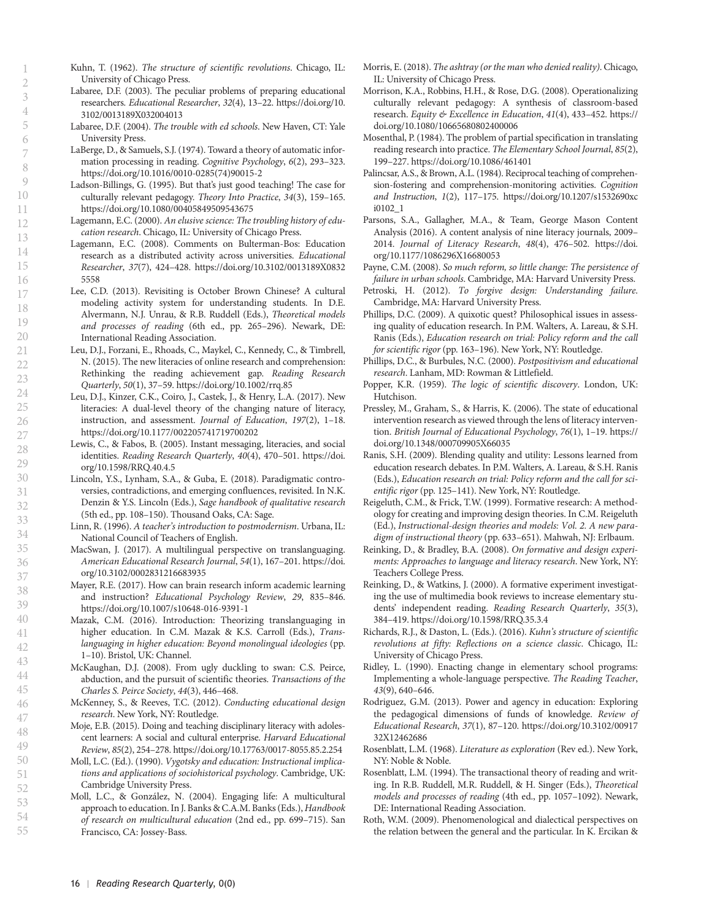Kuhn, T. (1962). *The structure of scientific revolutions*. Chicago, IL: University of Chicago Press.

Labaree, D.F. (2003). The peculiar problems of preparing educational researchers. *Educational Researcher*, *32*(4), 13–22. https://doi.org/10.3102/0013189X032004013

Labaree, D.F. (2004). *The trouble with ed schools*. New Haven, CT: Yale University Press.

LaBerge, D., & Samuels, S.J. (1974). Toward a theory of automatic information processing in reading. *Cognitive Psychology*, *6*(2), 293–323. https://doi.org/10.1016/0010-0285(74)90015-2

Ladson-Billings, G. (1995). But that's just good teaching! The case for culturally relevant pedagogy. *Theory Into Practice*, *34*(3), 159–165. https://doi.org/10.1080/00405849509543675

Lagemann, E.C. (2000). *An elusive science: The troubling history of education research*. Chicago, IL: University of Chicago Press.

Lagemann, E.C. (2008). Comments on Bulterman-Bos: Education research as a distributed activity across universities. *Educational Researcher*, *37*(7), 424–428. https://doi.org/10.3102/0013189X08325558

Lee, C.D. (2013). Revisiting is October Brown Chinese? A cultural modeling activity system for understanding students. In D.E. Alvermann, N.J. Unrau, & R.B. Ruddell (Eds.), *Theoretical models and processes of reading* (6th ed., pp. 265–296). Newark, DE: International Reading Association.

Leu, D.J., Forzani, E., Rhoads, C., Maykel, C., Kennedy, C., & Timbrell, N. (2015). The new literacies of online research and comprehension: Rethinking the reading achievement gap. *Reading Research Quarterly*, *50*(1), 37–59. https://doi.org/10.1002/rrq.85

Leu, D.J., Kinzer, C.K., Coiro, J., Castek, J., & Henry, L.A. (2017). New literacies: A dual-level theory of the changing nature of literacy, instruction, and assessment. *Journal of Education*, *197*(2), 1–18. https://doi.org/10.1177/002205741719700202

Lewis, C., & Fabos, B. (2005). Instant messaging, literacies, and social identities. *Reading Research Quarterly*, *40*(4), 470–501. https://doi.org/10.1598/RRQ.40.4.5

Lincoln, Y.S., Lynham, S.A., & Guba, E. (2018). Paradigmatic controversies, contradictions, and emerging confluences, revisited. In N.K. Denzin & Y.S. Lincoln (Eds.), *Sage handbook of qualitative research* (5th ed., pp. 108–150). Thousand Oaks, CA: Sage.

Linn, R. (1996). *A teacher's introduction to postmodernism*. Urbana, IL: National Council of Teachers of English.

MacSwan, J. (2017). A multilingual perspective on translanguaging. *American Educational Research Journal*, *54*(1), 167–201. https://doi.org/10.3102/0002831216683935

Mayer, R.E. (2017). How can brain research inform academic learning and instruction? *Educational Psychology Review*, *29*, 835–846. https://doi.org/10.1007/s10648-016-9391-1

Mazak, C.M. (2016). Introduction: Theorizing translanguaging in higher education. In C.M. Mazak & K.S. Carroll (Eds.), *Translanguaging in higher education: Beyond monolingual ideologies* (pp. 1–10). Bristol, UK: Channel.

McKaughan, D.J. (2008). From ugly duckling to swan: C.S. Peirce, abduction, and the pursuit of scientific theories. *Transactions of the Charles S. Peirce Society*, *44*(3), 446–468.

McKenney, S., & Reeves, T.C. (2012). *Conducting educational design research*. New York, NY: Routledge.

Moje, E.B. (2015). Doing and teaching disciplinary literacy with adolescent learners: A social and cultural enterprise. *Harvard Educational Review*, *85*(2), 254–278. https://doi.org/10.17763/0017-8055.85.2.254

Moll, L.C. (Ed.). (1990). *Vygotsky and education: Instructional implications and applications of sociohistorical psychology*. Cambridge, UK: Cambridge University Press.

Moll, L.C., & González, N. (2004). Engaging life: A multicultural approach to education. In J. Banks & C.A.M. Banks (Eds.), *Handbook of research on multicultural education* (2nd ed., pp. 699–715). San Francisco, CA: Jossey-Bass.

Morris, E. (2018). *The ashtray (or the man who denied reality)*. Chicago, IL: University of Chicago Press.

Morrison, K.A., Robbins, H.H., & Rose, D.G. (2008). Operationalizing culturally relevant pedagogy: A synthesis of classroom-based research. *Equity & Excellence in Education*, *41*(4), 433–452. https://doi.org/10.1080/10665680802400006

Mosenthal, P. (1984). The problem of partial specification in translating reading research into practice. *The Elementary School Journal*, *85*(2), 199–227. https://doi.org/10.1086/461401

Palincsar, A.S., & Brown, A.L. (1984). Reciprocal teaching of comprehension-fostering and comprehension-monitoring activities. *Cognition and Instruction*, *1*(2), 117–175. https://doi.org/10.1207/s1532690xci0102_1

Parsons, S.A., Gallagher, M.A., & Team, George Mason Content Analysis (2016). A content analysis of nine literacy journals, 2009–2014. *Journal of Literacy Research*, *48*(4), 476–502. https://doi.org/10.1177/1086296X16680053

Payne, C.M. (2008). *So much reform, so little change: The persistence of failure in urban schools*. Cambridge, MA: Harvard University Press.

Petroski, H. (2012). *To forgive design: Understanding failure*. Cambridge, MA: Harvard University Press.

Phillips, D.C. (2009). A quixotic quest? Philosophical issues in assessing quality of education research. In P.M. Walters, A. Lareau, & S.H. Ranis (Eds.), *Education research on trial: Policy reform and the call for scientific rigor* (pp. 163–196). New York, NY: Routledge.

Phillips, D.C., & Burbules, N.C. (2000). *Postpositivism and educational research*. Lanham, MD: Rowman & Littlefield.

Popper, K.R. (1959). *The logic of scientific discovery*. London, UK: Hutchison.

Pressley, M., Graham, S., & Harris, K. (2006). The state of educational intervention research as viewed through the lens of literacy intervention. *British Journal of Educational Psychology*, *76*(1), 1–19. https://doi.org/10.1348/000709905X66035

Ranis, S.H. (2009). Blending quality and utility: Lessons learned from education research debates. In P.M. Walters, A. Lareau, & S.H. Ranis (Eds.), *Education research on trial: Policy reform and the call for scientific rigor* (pp. 125–141). New York, NY: Routledge.

Reigeluth, C.M., & Frick, T.W. (1999). Formative research: A methodology for creating and improving design theories. In C.M. Reigeluth (Ed.), *Instructional-design theories and models: Vol. 2. A new paradigm of instructional theory* (pp. 633–651). Mahwah, NJ: Erlbaum.

Reinking, D., & Bradley, B.A. (2008). *On formative and design experiments: Approaches to language and literacy research*. New York, NY: Teachers College Press.

Reinking, D., & Watkins, J. (2000). A formative experiment investigating the use of multimedia book reviews to increase elementary students' independent reading. *Reading Research Quarterly*, *35*(3), 384–419. https://doi.org/10.1598/RRQ.35.3.4

Richards, R.J., & Daston, L. (Eds.). (2016). *Kuhn's structure of scientific revolutions at fifty: Reflections on a science classic*. Chicago, IL: University of Chicago Press.

Ridley, L. (1990). Enacting change in elementary school programs: Implementing a whole-language perspective. *The Reading Teacher*, *43*(9), 640–646.

Rodriguez, G.M. (2013). Power and agency in education: Exploring the pedagogical dimensions of funds of knowledge. *Review of Educational Research*, *37*(1), 87–120. https://doi.org/10.3102/0091732X12462686

Rosenblatt, L.M. (1968). *Literature as exploration* (Rev ed.). New York, NY: Noble & Noble.

Rosenblatt, L.M. (1994). The transactional theory of reading and writing. In R.B. Ruddell, M.R. Ruddell, & H. Singer (Eds.), *Theoretical models and processes of reading* (4th ed., pp. 1057–1092). Newark, DE: International Reading Association.

Roth, W.M. (2009). Phenomenological and dialectical perspectives on the relation between the general and the particular. In K. Ercikan &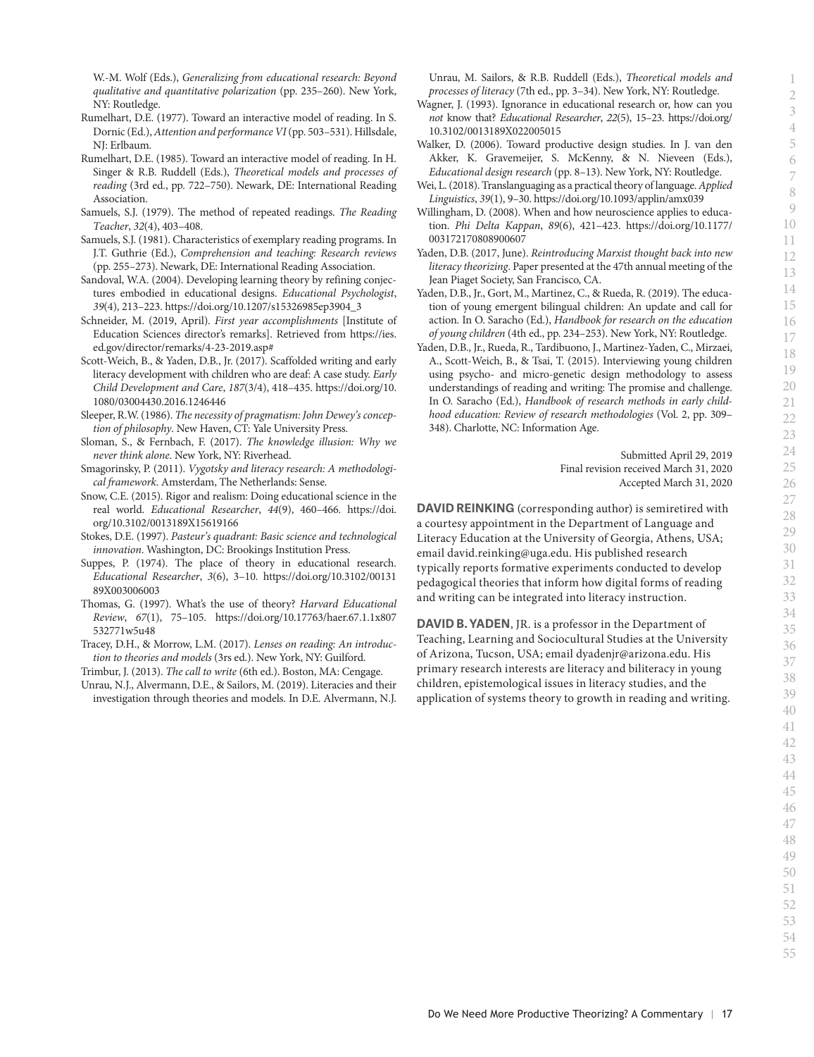W.-M. Wolf (Eds.), *Generalizing from educational research: Beyond qualitative and quantitative polarization* (pp. 235–260). New York, NY: Routledge.

Rumelhart, D.E. (1977). Toward an interactive model of reading. In S. Dornic (Ed.), *Attention and performance VI* (pp. 503–531). Hillsdale, NJ: Erlbaum.

Rumelhart, D.E. (1985). Toward an interactive model of reading. In H. Singer & R.B. Ruddell (Eds.), *Theoretical models and processes of reading* (3rd ed., pp. 722–750). Newark, DE: International Reading Association.

Samuels, S.J. (1979). The method of repeated readings. *The Reading Teacher*, *32*(4), 403–408.

Samuels, S.J. (1981). Characteristics of exemplary reading programs. In J.T. Guthrie (Ed.), *Comprehension and teaching: Research reviews* (pp. 255–273). Newark, DE: International Reading Association.

Sandoval, W.A. (2004). Developing learning theory by refining conjectures embodied in educational designs. *Educational Psychologist*, *39*(4), 213–223. https://doi.org/10.1207/s15326985ep3904_3

Schneider, M. (2019, April). *First year accomplishments* [Institute of Education Sciences director's remarks]. Retrieved from https://ies.ed.gov/director/remarks/4-23-2019.asp#

Scott-Weich, B., & Yaden, D.B., Jr. (2017). Scaffolded writing and early literacy development with children who are deaf: A case study. *Early Child Development and Care*, *187*(3/4), 418–435. https://doi.org/10.1080/03004430.2016.1246446

Sleeper, R.W. (1986). *The necessity of pragmatism: John Dewey's conception of philosophy*. New Haven, CT: Yale University Press.

Sloman, S., & Fernbach, F. (2017). *The knowledge illusion: Why we never think alone*. New York, NY: Riverhead.

Smagorinsky, P. (2011). *Vygotsky and literacy research: A methodological framework*. Amsterdam, The Netherlands: Sense.

Snow, C.E. (2015). Rigor and realism: Doing educational science in the real world. *Educational Researcher*, *44*(9), 460–466. https://doi.org/10.3102/0013189X15619166

Stokes, D.E. (1997). *Pasteur's quadrant: Basic science and technological innovation*. Washington, DC: Brookings Institution Press.

Suppes, P. (1974). The place of theory in educational research. *Educational Researcher*, *3*(6), 3–10. https://doi.org/10.3102/0013189X003006003

Thomas, G. (1997). What's the use of theory? *Harvard Educational Review*, *67*(1), 75–105. https://doi.org/10.17763/haer.67.1.1x807532771w5u48

Tracey, D.H., & Morrow, L.M. (2017). *Lenses on reading: An introduction to theories and models* (3rs ed.). New York, NY: Guilford.

Trimbur, J. (2013). *The call to write* (6th ed.). Boston, MA: Cengage.

Unrau, N.J., Alvermann, D.E., & Sailors, M. (2019). Literacies and their investigation through theories and models. In D.E. Alvermann, N.J. Unrau, M. Sailors, & R.B. Ruddell (Eds.), *Theoretical models and processes of literacy* (7th ed., pp. 3–34). New York, NY: Routledge.

Wagner, J. (1993). Ignorance in educational research or, how can you *not* know that? *Educational Researcher*, *22*(5), 15–23. https://doi.org/10.3102/0013189X022005015

Walker, D. (2006). Toward productive design studies. In J. van den Akker, K. Gravemeijer, S. McKenny, & N. Nieveen (Eds.), *Educational design research* (pp. 8–13). New York, NY: Routledge.

Wei, L. (2018). Translanguaging as a practical theory of language. *Applied Linguistics*, *39*(1), 9–30. https://doi.org/10.1093/applin/amx039

Willingham, D. (2008). When and how neuroscience applies to education. *Phi Delta Kappan*, *89*(6), 421–423. https://doi.org/10.1177/003172170808900607

Yaden, D.B. (2017, June). *Reintroducing Marxist thought back into new literacy theorizing*. Paper presented at the 47th annual meeting of the Jean Piaget Society, San Francisco, CA.

Yaden, D.B., Jr., Gort, M., Martinez, C., & Rueda, R. (2019). The education of young emergent bilingual children: An update and call for action. In O. Saracho (Ed.), *Handbook for research on the education of young children* (4th ed., pp. 234–253). New York, NY: Routledge.

Yaden, D.B., Jr., Rueda, R., Tardibuono, J., Martinez-Yaden, C., Mirzaei, A., Scott-Weich, B., & Tsai, T. (2015). Interviewing young children using psycho- and micro-genetic design methodology to assess understandings of reading and writing: The promise and challenge. In O. Saracho (Ed.), *Handbook of research methods in early childhood education: Review of research methodologies* (Vol. 2, pp. 309–348). Charlotte, NC: Information Age.

Submitted April 29, 2019
Final revision received March 31, 2020
Accepted March 31, 2020

**DAVID REINKING** (corresponding author) is semiretired with a courtesy appointment in the Department of Language and Literacy Education at the University of Georgia, Athens, USA; email david.reinking@uga.edu. His published research typically reports formative experiments conducted to develop pedagogical theories that inform how digital forms of reading and writing can be integrated into literacy instruction.

**DAVID B. YADEN**, JR. is a professor in the Department of Teaching, Learning and Sociocultural Studies at the University of Arizona, Tucson, USA; email dyadenjr@arizona.edu. His primary research interests are literacy and biliteracy in young children, epistemological issues in literacy studies, and the application of systems theory to growth in reading and writing.